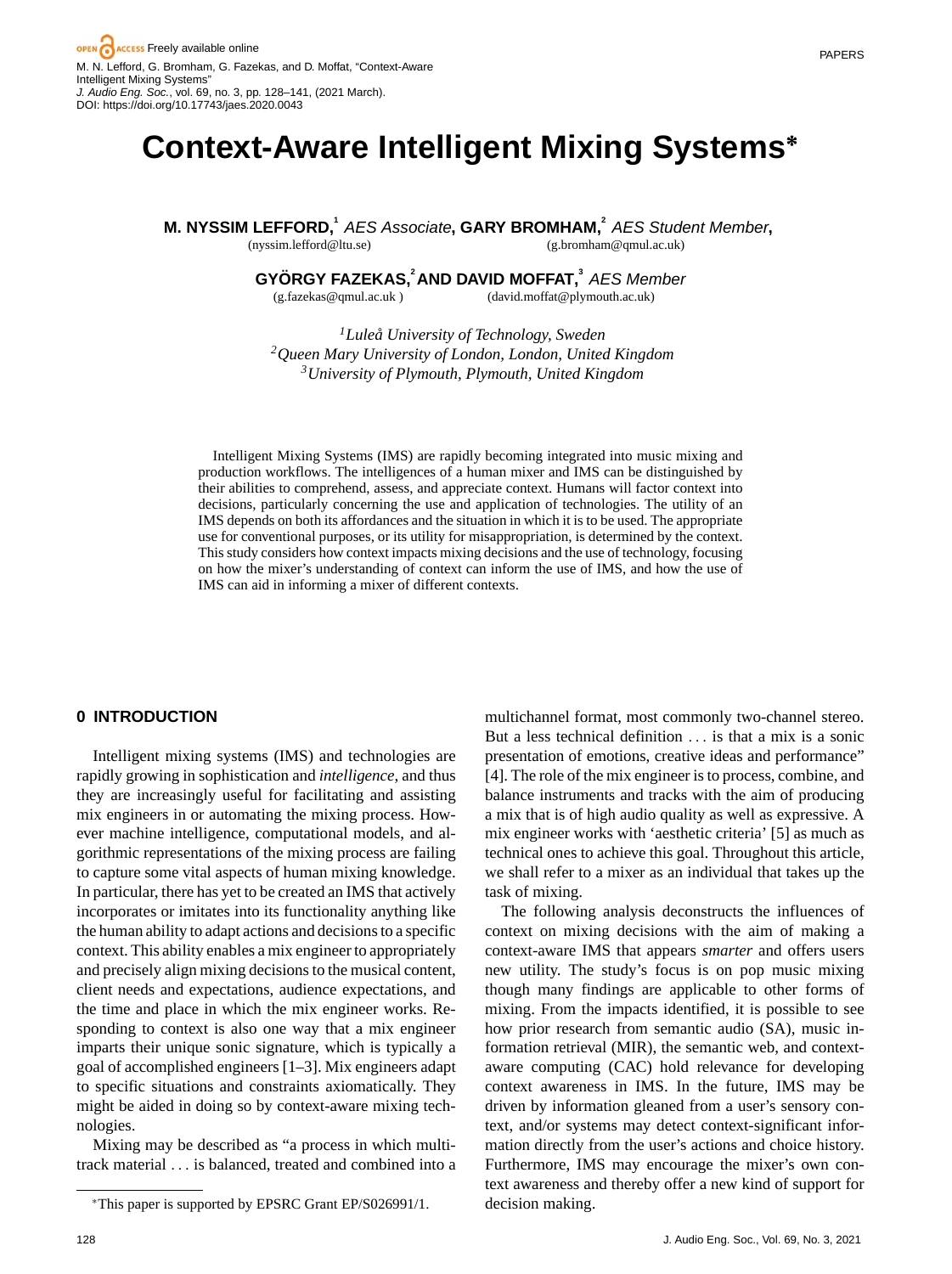# Context-Aware Intelligent Mixing Systems*

**M. NYSSIM LEFFORD,**[1] *AES Associate*, **GARY BROMHAM,**[2] *AES Student Member*,
(nyssim.lefford@ltu.se) (g.bromham@qmul.ac.uk)

**GYÖRGY FAZEKAS,**[2] **AND DAVID MOFFAT,**[3] *AES Member*
(g.fazekas@qmul.ac.uk ) (david.moffat@plymouth.ac.uk)

[1]*Luleå University of Technology, Sweden*
[2]*Queen Mary University of London, London, United Kingdom*
[3]*University of Plymouth, Plymouth, United Kingdom*

Intelligent Mixing Systems (IMS) are rapidly becoming integrated into music mixing and production workflows. The intelligences of a human mixer and IMS can be distinguished by their abilities to comprehend, assess, and appreciate context. Humans will factor context into decisions, particularly concerning the use and application of technologies. The utility of an IMS depends on both its affordances and the situation in which it is to be used. The appropriate use for conventional purposes, or its utility for misappropriation, is determined by the context. This study considers how context impacts mixing decisions and the use of technology, focusing on how the mixer's understanding of context can inform the use of IMS, and how the use of IMS can aid in informing a mixer of different contexts.

## 0 INTRODUCTION

Intelligent mixing systems (IMS) and technologies are rapidly growing in sophistication and *intelligence*, and thus they are increasingly useful for facilitating and assisting mix engineers in or automating the mixing process. However machine intelligence, computational models, and algorithmic representations of the mixing process are failing to capture some vital aspects of human mixing knowledge. In particular, there has yet to be created an IMS that actively incorporates or imitates into its functionality anything like the human ability to adapt actions and decisions to a specific context. This ability enables a mix engineer to appropriately and precisely align mixing decisions to the musical content, client needs and expectations, audience expectations, and the time and place in which the mix engineer works. Responding to context is also one way that a mix engineer imparts their unique sonic signature, which is typically a goal of accomplished engineers [1–3]. Mix engineers adapt to specific situations and constraints axiomatically. They might be aided in doing so by context-aware mixing technologies.

Mixing may be described as "a process in which multitrack material . . . is balanced, treated and combined into a multichannel format, most commonly two-channel stereo. But a less technical definition . . . is that a mix is a sonic presentation of emotions, creative ideas and performance" [4]. The role of the mix engineer is to process, combine, and balance instruments and tracks with the aim of producing a mix that is of high audio quality as well as expressive. A mix engineer works with 'aesthetic criteria' [5] as much as technical ones to achieve this goal. Throughout this article, we shall refer to a mixer as an individual that takes up the task of mixing.

The following analysis deconstructs the influences of context on mixing decisions with the aim of making a context-aware IMS that appears *smarter* and offers users new utility. The study's focus is on pop music mixing though many findings are applicable to other forms of mixing. From the impacts identified, it is possible to see how prior research from semantic audio (SA), music information retrieval (MIR), the semantic web, and context-aware computing (CAC) hold relevance for developing context awareness in IMS. In the future, IMS may be driven by information gleaned from a user's sensory context, and/or systems may detect context-significant information directly from the user's actions and choice history. Furthermore, IMS may encourage the mixer's own context awareness and thereby offer a new kind of support for decision making.

*This paper is supported by EPSRC Grant EP/S026991/1.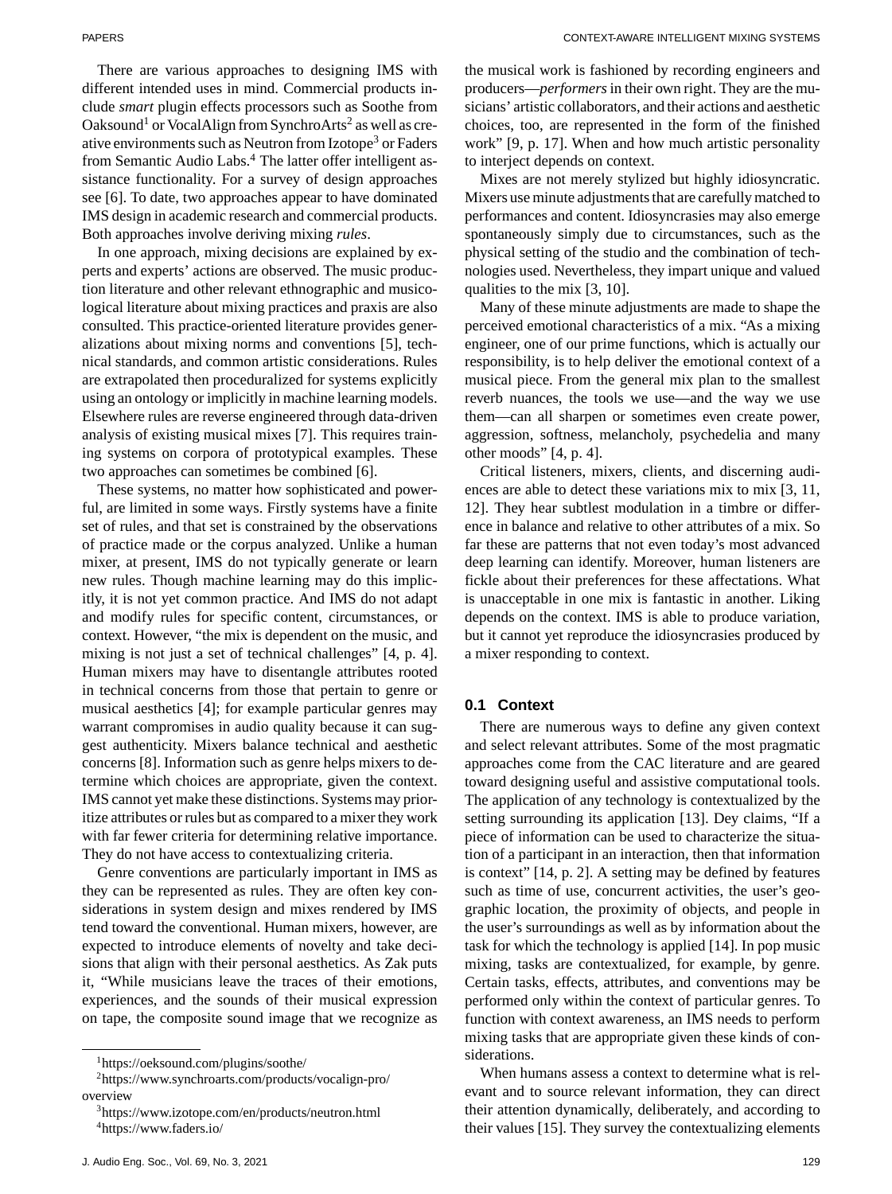There are various approaches to designing IMS with different intended uses in mind. Commercial products include *smart* plugin effects processors such as Soothe from Oaksound[1] or VocalAlign from SynchroArts[2] as well as creative environments such as Neutron from Izotope[3] or Faders from Semantic Audio Labs.[4] The latter offer intelligent assistance functionality. For a survey of design approaches see [6]. To date, two approaches appear to have dominated IMS design in academic research and commercial products. Both approaches involve deriving mixing *rules*.

In one approach, mixing decisions are explained by experts and experts' actions are observed. The music production literature and other relevant ethnographic and musicological literature about mixing practices and praxis are also consulted. This practice-oriented literature provides generalizations about mixing norms and conventions [5], technical standards, and common artistic considerations. Rules are extrapolated then proceduralized for systems explicitly using an ontology or implicitly in machine learning models. Elsewhere rules are reverse engineered through data-driven analysis of existing musical mixes [7]. This requires training systems on corpora of prototypical examples. These two approaches can sometimes be combined [6].

These systems, no matter how sophisticated and powerful, are limited in some ways. Firstly systems have a finite set of rules, and that set is constrained by the observations of practice made or the corpus analyzed. Unlike a human mixer, at present, IMS do not typically generate or learn new rules. Though machine learning may do this implicitly, it is not yet common practice. And IMS do not adapt and modify rules for specific content, circumstances, or context. However, "the mix is dependent on the music, and mixing is not just a set of technical challenges" [4, p. 4]. Human mixers may have to disentangle attributes rooted in technical concerns from those that pertain to genre or musical aesthetics [4]; for example particular genres may warrant compromises in audio quality because it can suggest authenticity. Mixers balance technical and aesthetic concerns [8]. Information such as genre helps mixers to determine which choices are appropriate, given the context. IMS cannot yet make these distinctions. Systems may prioritize attributes or rules but as compared to a mixer they work with far fewer criteria for determining relative importance. They do not have access to contextualizing criteria.

Genre conventions are particularly important in IMS as they can be represented as rules. They are often key considerations in system design and mixes rendered by IMS tend toward the conventional. Human mixers, however, are expected to introduce elements of novelty and take decisions that align with their personal aesthetics. As Zak puts it, "While musicians leave the traces of their emotions, experiences, and the sounds of their musical expression on tape, the composite sound image that we recognize as the musical work is fashioned by recording engineers and producers—*performers* in their own right. They are the musicians' artistic collaborators, and their actions and aesthetic choices, too, are represented in the form of the finished work" [9, p. 17]. When and how much artistic personality to interject depends on context.

Mixes are not merely stylized but highly idiosyncratic. Mixers use minute adjustments that are carefully matched to performances and content. Idiosyncrasies may also emerge spontaneously simply due to circumstances, such as the physical setting of the studio and the combination of technologies used. Nevertheless, they impart unique and valued qualities to the mix [3, 10].

Many of these minute adjustments are made to shape the perceived emotional characteristics of a mix. "As a mixing engineer, one of our prime functions, which is actually our responsibility, is to help deliver the emotional context of a musical piece. From the general mix plan to the smallest reverb nuances, the tools we use—and the way we use them—can all sharpen or sometimes even create power, aggression, softness, melancholy, psychedelia and many other moods" [4, p. 4].

Critical listeners, mixers, clients, and discerning audiences are able to detect these variations mix to mix [3, 11, 12]. They hear subtlest modulation in a timbre or difference in balance and relative to other attributes of a mix. So far these are patterns that not even today's most advanced deep learning can identify. Moreover, human listeners are fickle about their preferences for these affectations. What is unacceptable in one mix is fantastic in another. Liking depends on the context. IMS is able to produce variation, but it cannot yet reproduce the idiosyncrasies produced by a mixer responding to context.

### 0.1 Context

There are numerous ways to define any given context and select relevant attributes. Some of the most pragmatic approaches come from the CAC literature and are geared toward designing useful and assistive computational tools. The application of any technology is contextualized by the setting surrounding its application [13]. Dey claims, "If a piece of information can be used to characterize the situation of a participant in an interaction, then that information is context" [14, p. 2]. A setting may be defined by features such as time of use, concurrent activities, the user's geographic location, the proximity of objects, and people in the user's surroundings as well as by information about the task for which the technology is applied [14]. In pop music mixing, tasks are contextualized, for example, by genre. Certain tasks, effects, attributes, and conventions may be performed only within the context of particular genres. To function with context awareness, an IMS needs to perform mixing tasks that are appropriate given these kinds of considerations.

When humans assess a context to determine what is relevant and to source relevant information, they can direct their attention dynamically, deliberately, and according to their values [15]. They survey the contextualizing elements

---

[1] https://oeksound.com/plugins/soothe/

[2] https://www.synchroarts.com/products/vocalign-pro/overview

[3] https://www.izotope.com/en/products/neutron.html

[4] https://www.faders.io/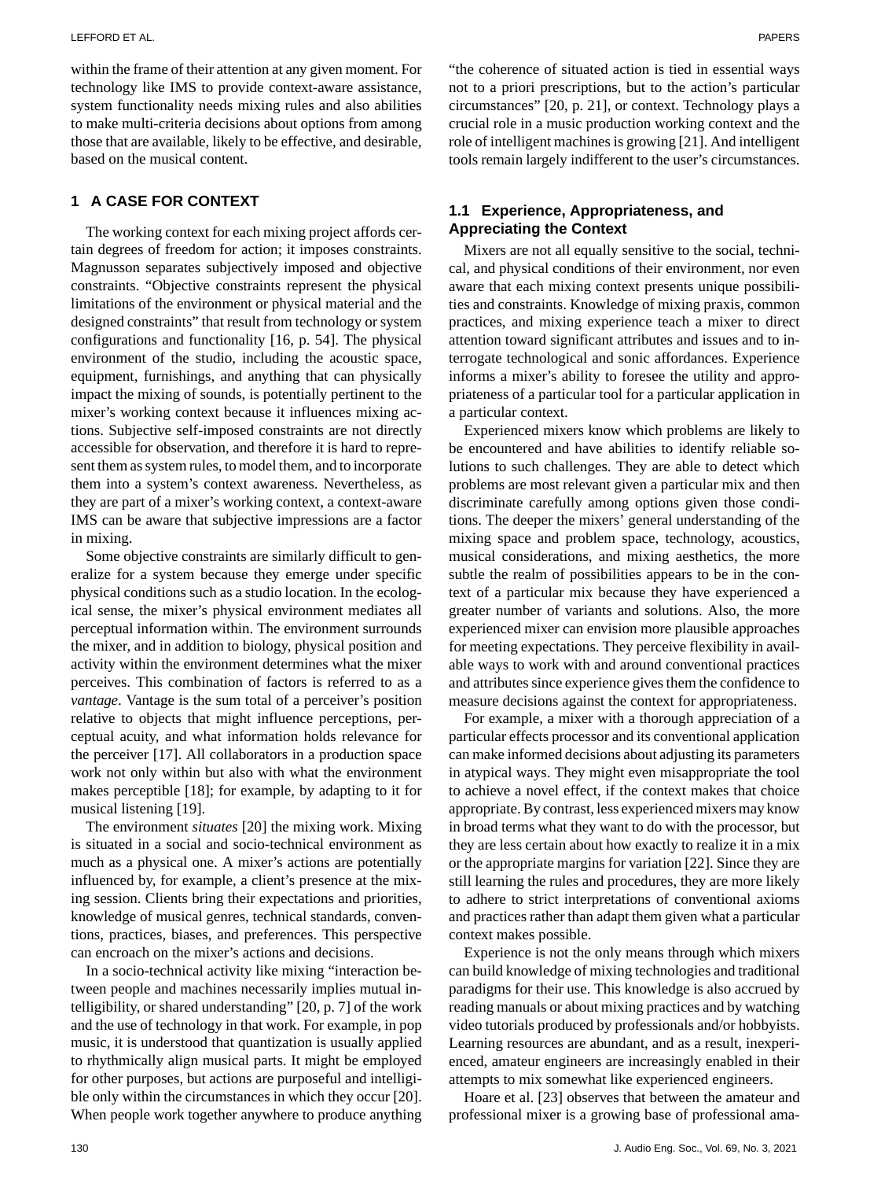within the frame of their attention at any given moment. For technology like IMS to provide context-aware assistance, system functionality needs mixing rules and also abilities to make multi-criteria decisions about options from among those that are available, likely to be effective, and desirable, based on the musical content.

## 1 A CASE FOR CONTEXT

The working context for each mixing project affords certain degrees of freedom for action; it imposes constraints. Magnusson separates subjectively imposed and objective constraints. "Objective constraints represent the physical limitations of the environment or physical material and the designed constraints" that result from technology or system configurations and functionality [16, p. 54]. The physical environment of the studio, including the acoustic space, equipment, furnishings, and anything that can physically impact the mixing of sounds, is potentially pertinent to the mixer's working context because it influences mixing actions. Subjective self-imposed constraints are not directly accessible for observation, and therefore it is hard to represent them as system rules, to model them, and to incorporate them into a system's context awareness. Nevertheless, as they are part of a mixer's working context, a context-aware IMS can be aware that subjective impressions are a factor in mixing.

Some objective constraints are similarly difficult to generalize for a system because they emerge under specific physical conditions such as a studio location. In the ecological sense, the mixer's physical environment mediates all perceptual information within. The environment surrounds the mixer, and in addition to biology, physical position and activity within the environment determines what the mixer perceives. This combination of factors is referred to as a *vantage*. Vantage is the sum total of a perceiver's position relative to objects that might influence perceptions, perceptual acuity, and what information holds relevance for the perceiver [17]. All collaborators in a production space work not only within but also with what the environment makes perceptible [18]; for example, by adapting to it for musical listening [19].

The environment *situates* [20] the mixing work. Mixing is situated in a social and socio-technical environment as much as a physical one. A mixer's actions are potentially influenced by, for example, a client's presence at the mixing session. Clients bring their expectations and priorities, knowledge of musical genres, technical standards, conventions, practices, biases, and preferences. This perspective can encroach on the mixer's actions and decisions.

In a socio-technical activity like mixing "interaction between people and machines necessarily implies mutual intelligibility, or shared understanding" [20, p. 7] of the work and the use of technology in that work. For example, in pop music, it is understood that quantization is usually applied to rhythmically align musical parts. It might be employed for other purposes, but actions are purposeful and intelligible only within the circumstances in which they occur [20]. When people work together anywhere to produce anything "the coherence of situated action is tied in essential ways not to a priori prescriptions, but to the action's particular circumstances" [20, p. 21], or context. Technology plays a crucial role in a music production working context and the role of intelligent machines is growing [21]. And intelligent tools remain largely indifferent to the user's circumstances.

### 1.1 Experience, Appropriateness, and Appreciating the Context

Mixers are not all equally sensitive to the social, technical, and physical conditions of their environment, nor even aware that each mixing context presents unique possibilities and constraints. Knowledge of mixing praxis, common practices, and mixing experience teach a mixer to direct attention toward significant attributes and issues and to interrogate technological and sonic affordances. Experience informs a mixer's ability to foresee the utility and appropriateness of a particular tool for a particular application in a particular context.

Experienced mixers know which problems are likely to be encountered and have abilities to identify reliable solutions to such challenges. They are able to detect which problems are most relevant given a particular mix and then discriminate carefully among options given those conditions. The deeper the mixers' general understanding of the mixing space and problem space, technology, acoustics, musical considerations, and mixing aesthetics, the more subtle the realm of possibilities appears to be in the context of a particular mix because they have experienced a greater number of variants and solutions. Also, the more experienced mixer can envision more plausible approaches for meeting expectations. They perceive flexibility in available ways to work with and around conventional practices and attributes since experience gives them the confidence to measure decisions against the context for appropriateness.

For example, a mixer with a thorough appreciation of a particular effects processor and its conventional application can make informed decisions about adjusting its parameters in atypical ways. They might even misappropriate the tool to achieve a novel effect, if the context makes that choice appropriate. By contrast, less experienced mixers may know in broad terms what they want to do with the processor, but they are less certain about how exactly to realize it in a mix or the appropriate margins for variation [22]. Since they are still learning the rules and procedures, they are more likely to adhere to strict interpretations of conventional axioms and practices rather than adapt them given what a particular context makes possible.

Experience is not the only means through which mixers can build knowledge of mixing technologies and traditional paradigms for their use. This knowledge is also accrued by reading manuals or about mixing practices and by watching video tutorials produced by professionals and/or hobbyists. Learning resources are abundant, and as a result, inexperienced, amateur engineers are increasingly enabled in their attempts to mix somewhat like experienced engineers.

Hoare et al. [23] observes that between the amateur and professional mixer is a growing base of professional ama-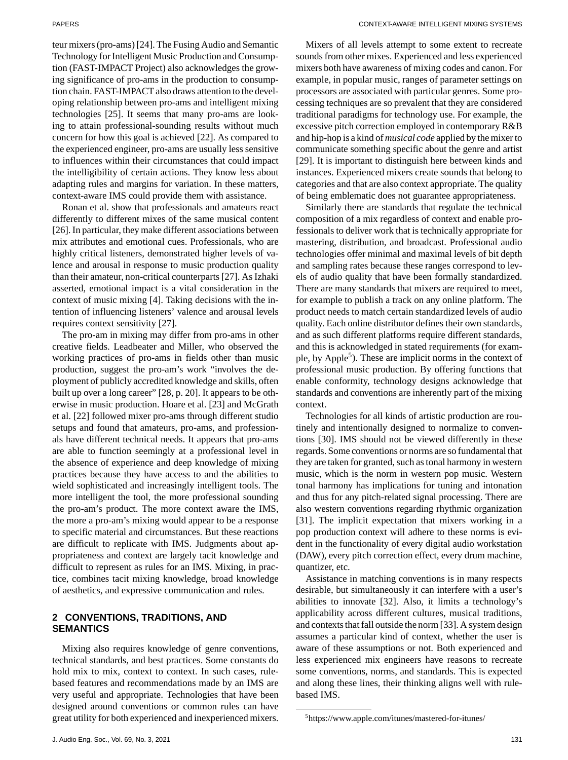teur mixers (pro-ams) [24]. The Fusing Audio and Semantic Technology for Intelligent Music Production and Consumption (FAST-IMPACT Project) also acknowledges the growing significance of pro-ams in the production to consumption chain. FAST-IMPACT also draws attention to the developing relationship between pro-ams and intelligent mixing technologies [25]. It seems that many pro-ams are looking to attain professional-sounding results without much concern for how this goal is achieved [22]. As compared to the experienced engineer, pro-ams are usually less sensitive to influences within their circumstances that could impact the intelligibility of certain actions. They know less about adapting rules and margins for variation. In these matters, context-aware IMS could provide them with assistance.

Ronan et al. show that professionals and amateurs react differently to different mixes of the same musical content [26]. In particular, they make different associations between mix attributes and emotional cues. Professionals, who are highly critical listeners, demonstrated higher levels of valence and arousal in response to music production quality than their amateur, non-critical counterparts [27]. As Izhaki asserted, emotional impact is a vital consideration in the context of music mixing [4]. Taking decisions with the intention of influencing listeners' valence and arousal levels requires context sensitivity [27].

The pro-am in mixing may differ from pro-ams in other creative fields. Leadbeater and Miller, who observed the working practices of pro-ams in fields other than music production, suggest the pro-am's work "involves the deployment of publicly accredited knowledge and skills, often built up over a long career" [28, p. 20]. It appears to be otherwise in music production. Hoare et al. [23] and McGrath et al. [22] followed mixer pro-ams through different studio setups and found that amateurs, pro-ams, and professionals have different technical needs. It appears that pro-ams are able to function seemingly at a professional level in the absence of experience and deep knowledge of mixing practices because they have access to and the abilities to wield sophisticated and increasingly intelligent tools. The more intelligent the tool, the more professional sounding the pro-am's product. The more context aware the IMS, the more a pro-am's mixing would appear to be a response to specific material and circumstances. But these reactions are difficult to replicate with IMS. Judgments about appropriateness and context are largely tacit knowledge and difficult to represent as rules for an IMS. Mixing, in practice, combines tacit mixing knowledge, broad knowledge of aesthetics, and expressive communication and rules.

## 2 CONVENTIONS, TRADITIONS, AND SEMANTICS

Mixing also requires knowledge of genre conventions, technical standards, and best practices. Some constants do hold mix to mix, context to context. In such cases, rule-based features and recommendations made by an IMS are very useful and appropriate. Technologies that have been designed around conventions or common rules can have great utility for both experienced and inexperienced mixers.

Mixers of all levels attempt to some extent to recreate sounds from other mixes. Experienced and less experienced mixers both have awareness of mixing codes and canon. For example, in popular music, ranges of parameter settings on processors are associated with particular genres. Some processing techniques are so prevalent that they are considered traditional paradigms for technology use. For example, the excessive pitch correction employed in contemporary R&B and hip-hop is a kind of *musical code* applied by the mixer to communicate something specific about the genre and artist [29]. It is important to distinguish here between kinds and instances. Experienced mixers create sounds that belong to categories and that are also context appropriate. The quality of being emblematic does not guarantee appropriateness.

Similarly there are standards that regulate the technical composition of a mix regardless of context and enable professionals to deliver work that is technically appropriate for mastering, distribution, and broadcast. Professional audio technologies offer minimal and maximal levels of bit depth and sampling rates because these ranges correspond to levels of audio quality that have been formally standardized. There are many standards that mixers are required to meet, for example to publish a track on any online platform. The product needs to match certain standardized levels of audio quality. Each online distributor defines their own standards, and as such different platforms require different standards, and this is acknowledged in stated requirements (for example, by Apple[5]). These are implicit norms in the context of professional music production. By offering functions that enable conformity, technology designs acknowledge that standards and conventions are inherently part of the mixing context.

Technologies for all kinds of artistic production are routinely and intentionally designed to normalize to conventions [30]. IMS should not be viewed differently in these regards. Some conventions or norms are so fundamental that they are taken for granted, such as tonal harmony in western music, which is the norm in western pop music. Western tonal harmony has implications for tuning and intonation and thus for any pitch-related signal processing. There are also western conventions regarding rhythmic organization [31]. The implicit expectation that mixers working in a pop production context will adhere to these norms is evident in the functionality of every digital audio workstation (DAW), every pitch correction effect, every drum machine, quantizer, etc.

Assistance in matching conventions is in many respects desirable, but simultaneously it can interfere with a user's abilities to innovate [32]. Also, it limits a technology's applicability across different cultures, musical traditions, and contexts that fall outside the norm [33]. A system design assumes a particular kind of context, whether the user is aware of these assumptions or not. Both experienced and less experienced mix engineers have reasons to recreate some conventions, norms, and standards. This is expected and along these lines, their thinking aligns well with rule-based IMS.

[5] https://www.apple.com/itunes/mastered-for-itunes/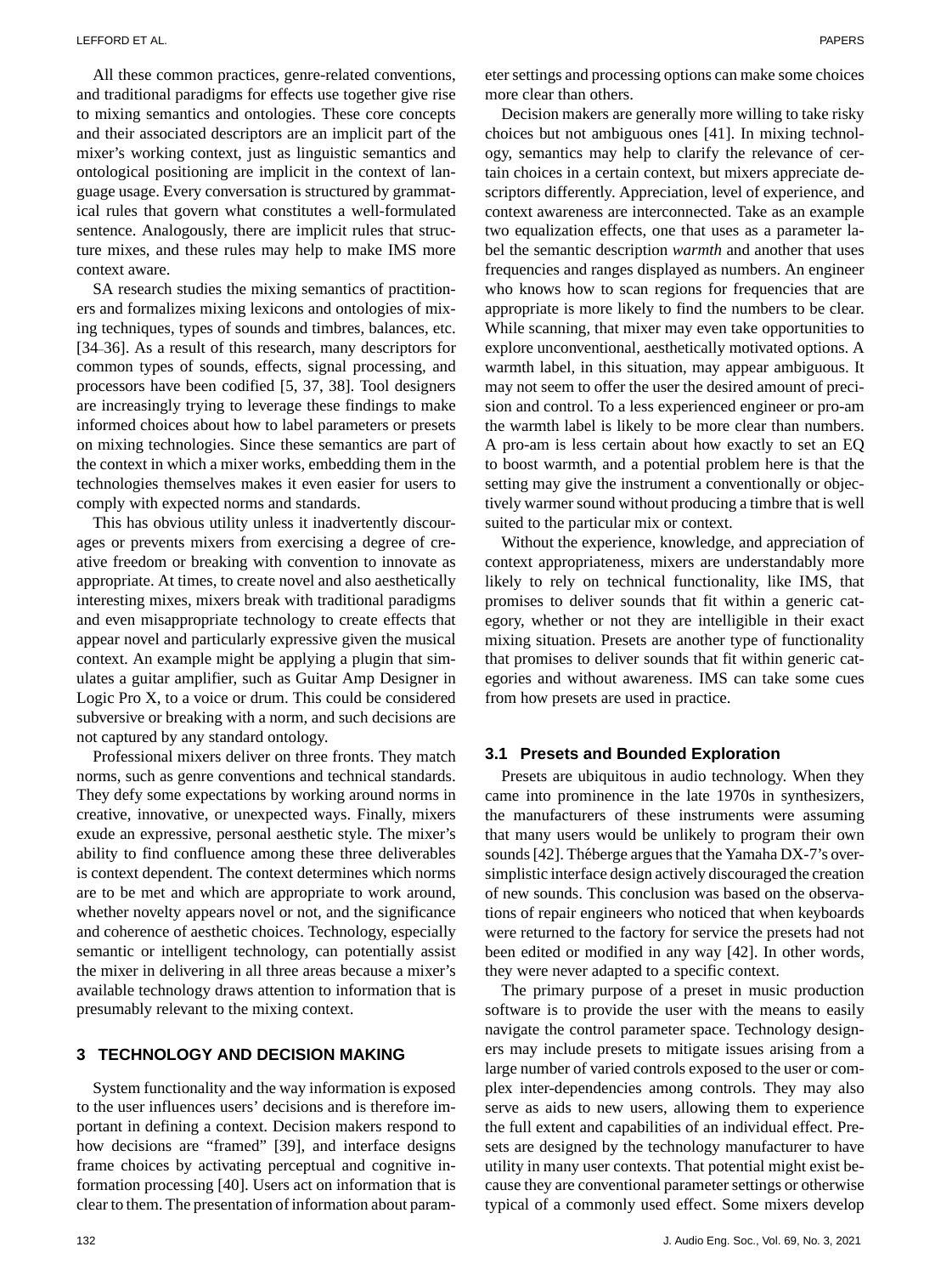All these common practices, genre-related conventions, and traditional paradigms for effects use together give rise to mixing semantics and ontologies. These core concepts and their associated descriptors are an implicit part of the mixer's working context, just as linguistic semantics and ontological positioning are implicit in the context of language usage. Every conversation is structured by grammatical rules that govern what constitutes a well-formulated sentence. Analogously, there are implicit rules that structure mixes, and these rules may help to make IMS more context aware.

SA research studies the mixing semantics of practitioners and formalizes mixing lexicons and ontologies of mixing techniques, types of sounds and timbres, balances, etc. [34–36]. As a result of this research, many descriptors for common types of sounds, effects, signal processing, and processors have been codified [5, 37, 38]. Tool designers are increasingly trying to leverage these findings to make informed choices about how to label parameters or presets on mixing technologies. Since these semantics are part of the context in which a mixer works, embedding them in the technologies themselves makes it even easier for users to comply with expected norms and standards.

This has obvious utility unless it inadvertently discourages or prevents mixers from exercising a degree of creative freedom or breaking with convention to innovate as appropriate. At times, to create novel and also aesthetically interesting mixes, mixers break with traditional paradigms and even misappropriate technology to create effects that appear novel and particularly expressive given the musical context. An example might be applying a plugin that simulates a guitar amplifier, such as Guitar Amp Designer in Logic Pro X, to a voice or drum. This could be considered subversive or breaking with a norm, and such decisions are not captured by any standard ontology.

Professional mixers deliver on three fronts. They match norms, such as genre conventions and technical standards. They defy some expectations by working around norms in creative, innovative, or unexpected ways. Finally, mixers exude an expressive, personal aesthetic style. The mixer's ability to find confluence among these three deliverables is context dependent. The context determines which norms are to be met and which are appropriate to work around, whether novelty appears novel or not, and the significance and coherence of aesthetic choices. Technology, especially semantic or intelligent technology, can potentially assist the mixer in delivering in all three areas because a mixer's available technology draws attention to information that is presumably relevant to the mixing context.

## 3 TECHNOLOGY AND DECISION MAKING

System functionality and the way information is exposed to the user influences users' decisions and is therefore important in defining a context. Decision makers respond to how decisions are "framed" [39], and interface designs frame choices by activating perceptual and cognitive information processing [40]. Users act on information that is clear to them. The presentation of information about parameter settings and processing options can make some choices more clear than others.

Decision makers are generally more willing to take risky choices but not ambiguous ones [41]. In mixing technology, semantics may help to clarify the relevance of certain choices in a certain context, but mixers appreciate descriptors differently. Appreciation, level of experience, and context awareness are interconnected. Take as an example two equalization effects, one that uses as a parameter label the semantic description *warmth* and another that uses frequencies and ranges displayed as numbers. An engineer who knows how to scan regions for frequencies that are appropriate is more likely to find the numbers to be clear. While scanning, that mixer may even take opportunities to explore unconventional, aesthetically motivated options. A warmth label, in this situation, may appear ambiguous. It may not seem to offer the user the desired amount of precision and control. To a less experienced engineer or pro-am the warmth label is likely to be more clear than numbers. A pro-am is less certain about how exactly to set an EQ to boost warmth, and a potential problem here is that the setting may give the instrument a conventionally or objectively warmer sound without producing a timbre that is well suited to the particular mix or context.

Without the experience, knowledge, and appreciation of context appropriateness, mixers are understandably more likely to rely on technical functionality, like IMS, that promises to deliver sounds that fit within a generic category, whether or not they are intelligible in their exact mixing situation. Presets are another type of functionality that promises to deliver sounds that fit within generic categories and without awareness. IMS can take some cues from how presets are used in practice.

### 3.1 Presets and Bounded Exploration

Presets are ubiquitous in audio technology. When they came into prominence in the late 1970s in synthesizers, the manufacturers of these instruments were assuming that many users would be unlikely to program their own sounds [42]. Théberge argues that the Yamaha DX-7's oversimplistic interface design actively discouraged the creation of new sounds. This conclusion was based on the observations of repair engineers who noticed that when keyboards were returned to the factory for service the presets had not been edited or modified in any way [42]. In other words, they were never adapted to a specific context.

The primary purpose of a preset in music production software is to provide the user with the means to easily navigate the control parameter space. Technology designers may include presets to mitigate issues arising from a large number of varied controls exposed to the user or complex inter-dependencies among controls. They may also serve as aids to new users, allowing them to experience the full extent and capabilities of an individual effect. Presets are designed by the technology manufacturer to have utility in many user contexts. That potential might exist because they are conventional parameter settings or otherwise typical of a commonly used effect. Some mixers develop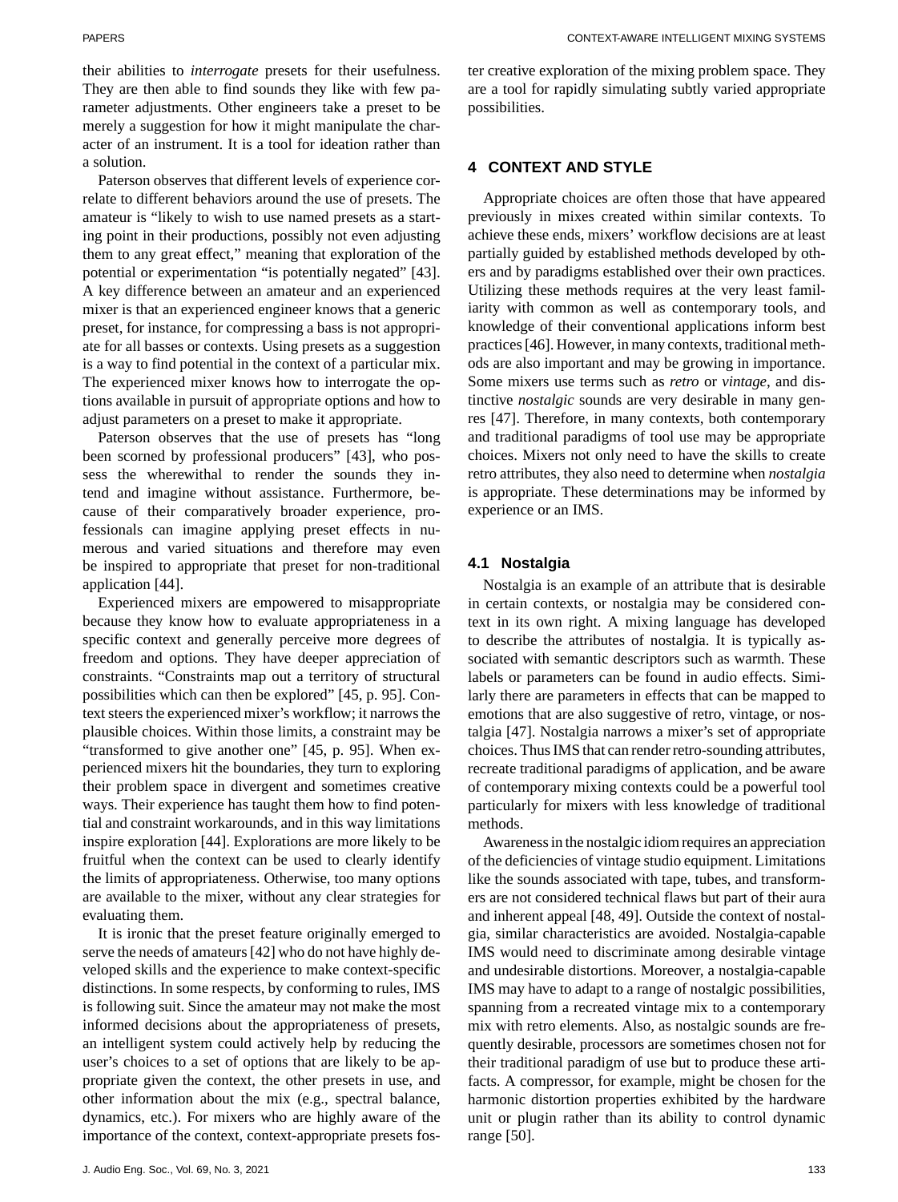their abilities to *interrogate* presets for their usefulness. They are then able to find sounds they like with few parameter adjustments. Other engineers take a preset to be merely a suggestion for how it might manipulate the character of an instrument. It is a tool for ideation rather than a solution.

Paterson observes that different levels of experience correlate to different behaviors around the use of presets. The amateur is "likely to wish to use named presets as a starting point in their productions, possibly not even adjusting them to any great effect," meaning that exploration of the potential or experimentation "is potentially negated" [43]. A key difference between an amateur and an experienced mixer is that an experienced engineer knows that a generic preset, for instance, for compressing a bass is not appropriate for all basses or contexts. Using presets as a suggestion is a way to find potential in the context of a particular mix. The experienced mixer knows how to interrogate the options available in pursuit of appropriate options and how to adjust parameters on a preset to make it appropriate.

Paterson observes that the use of presets has "long been scorned by professional producers" [43], who possess the wherewithal to render the sounds they intend and imagine without assistance. Furthermore, because of their comparatively broader experience, professionals can imagine applying preset effects in numerous and varied situations and therefore may even be inspired to appropriate that preset for non-traditional application [44].

Experienced mixers are empowered to misappropriate because they know how to evaluate appropriateness in a specific context and generally perceive more degrees of freedom and options. They have deeper appreciation of constraints. "Constraints map out a territory of structural possibilities which can then be explored" [45, p. 95]. Context steers the experienced mixer's workflow; it narrows the plausible choices. Within those limits, a constraint may be "transformed to give another one" [45, p. 95]. When experienced mixers hit the boundaries, they turn to exploring their problem space in divergent and sometimes creative ways. Their experience has taught them how to find potential and constraint workarounds, and in this way limitations inspire exploration [44]. Explorations are more likely to be fruitful when the context can be used to clearly identify the limits of appropriateness. Otherwise, too many options are available to the mixer, without any clear strategies for evaluating them.

It is ironic that the preset feature originally emerged to serve the needs of amateurs [42] who do not have highly developed skills and the experience to make context-specific distinctions. In some respects, by conforming to rules, IMS is following suit. Since the amateur may not make the most informed decisions about the appropriateness of presets, an intelligent system could actively help by reducing the user's choices to a set of options that are likely to be appropriate given the context, the other presets in use, and other information about the mix (e.g., spectral balance, dynamics, etc.). For mixers who are highly aware of the importance of the context, context-appropriate presets foster creative exploration of the mixing problem space. They are a tool for rapidly simulating subtly varied appropriate possibilities.

## 4 CONTEXT AND STYLE

Appropriate choices are often those that have appeared previously in mixes created within similar contexts. To achieve these ends, mixers' workflow decisions are at least partially guided by established methods developed by others and by paradigms established over their own practices. Utilizing these methods requires at the very least familiarity with common as well as contemporary tools, and knowledge of their conventional applications inform best practices [46]. However, in many contexts, traditional methods are also important and may be growing in importance. Some mixers use terms such as *retro* or *vintage*, and distinctive *nostalgic* sounds are very desirable in many genres [47]. Therefore, in many contexts, both contemporary and traditional paradigms of tool use may be appropriate choices. Mixers not only need to have the skills to create retro attributes, they also need to determine when *nostalgia* is appropriate. These determinations may be informed by experience or an IMS.

### 4.1 Nostalgia

Nostalgia is an example of an attribute that is desirable in certain contexts, or nostalgia may be considered context in its own right. A mixing language has developed to describe the attributes of nostalgia. It is typically associated with semantic descriptors such as warmth. These labels or parameters can be found in audio effects. Similarly there are parameters in effects that can be mapped to emotions that are also suggestive of retro, vintage, or nostalgia [47]. Nostalgia narrows a mixer's set of appropriate choices. Thus IMS that can render retro-sounding attributes, recreate traditional paradigms of application, and be aware of contemporary mixing contexts could be a powerful tool particularly for mixers with less knowledge of traditional methods.

Awareness in the nostalgic idiom requires an appreciation of the deficiencies of vintage studio equipment. Limitations like the sounds associated with tape, tubes, and transformers are not considered technical flaws but part of their aura and inherent appeal [48, 49]. Outside the context of nostalgia, similar characteristics are avoided. Nostalgia-capable IMS would need to discriminate among desirable vintage and undesirable distortions. Moreover, a nostalgia-capable IMS may have to adapt to a range of nostalgic possibilities, spanning from a recreated vintage mix to a contemporary mix with retro elements. Also, as nostalgic sounds are frequently desirable, processors are sometimes chosen not for their traditional paradigm of use but to produce these artifacts. A compressor, for example, might be chosen for the harmonic distortion properties exhibited by the hardware unit or plugin rather than its ability to control dynamic range [50].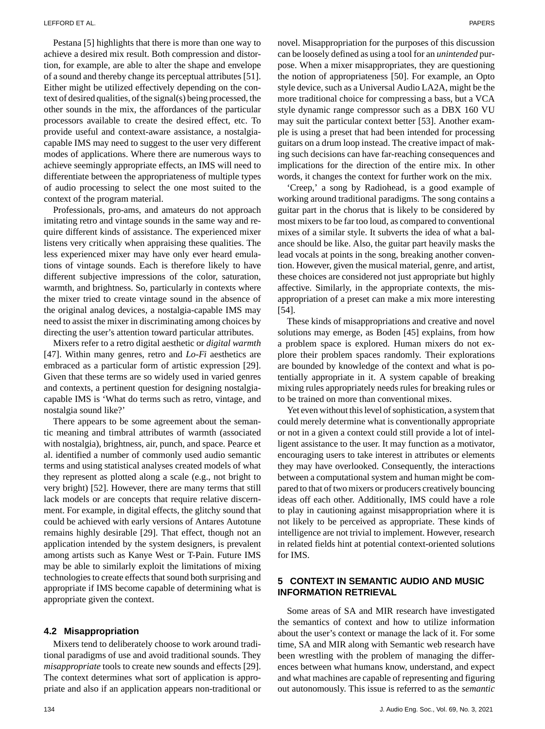Pestana [5] highlights that there is more than one way to achieve a desired mix result. Both compression and distortion, for example, are able to alter the shape and envelope of a sound and thereby change its perceptual attributes [51]. Either might be utilized effectively depending on the context of desired qualities, of the signal(s) being processed, the other sounds in the mix, the affordances of the particular processors available to create the desired effect, etc. To provide useful and context-aware assistance, a nostalgia-capable IMS may need to suggest to the user very different modes of applications. Where there are numerous ways to achieve seemingly appropriate effects, an IMS will need to differentiate between the appropriateness of multiple types of audio processing to select the one most suited to the context of the program material.

Professionals, pro-ams, and amateurs do not approach imitating retro and vintage sounds in the same way and require different kinds of assistance. The experienced mixer listens very critically when appraising these qualities. The less experienced mixer may have only ever heard emulations of vintage sounds. Each is therefore likely to have different subjective impressions of the color, saturation, warmth, and brightness. So, particularly in contexts where the mixer tried to create vintage sound in the absence of the original analog devices, a nostalgia-capable IMS may need to assist the mixer in discriminating among choices by directing the user's attention toward particular attributes.

Mixers refer to a retro digital aesthetic or *digital warmth* [47]. Within many genres, retro and *Lo-Fi* aesthetics are embraced as a particular form of artistic expression [29]. Given that these terms are so widely used in varied genres and contexts, a pertinent question for designing nostalgia-capable IMS is 'What do terms such as retro, vintage, and nostalgia sound like?'

There appears to be some agreement about the semantic meaning and timbral attributes of warmth (associated with nostalgia), brightness, air, punch, and space. Pearce et al. identified a number of commonly used audio semantic terms and using statistical analyses created models of what they represent as plotted along a scale (e.g., not bright to very bright) [52]. However, there are many terms that still lack models or are concepts that require relative discernment. For example, in digital effects, the glitchy sound that could be achieved with early versions of Antares Autotune remains highly desirable [29]. That effect, though not an application intended by the system designers, is prevalent among artists such as Kanye West or T-Pain. Future IMS may be able to similarly exploit the limitations of mixing technologies to create effects that sound both surprising and appropriate if IMS become capable of determining what is appropriate given the context.

### 4.2 Misappropriation

Mixers tend to deliberately choose to work around traditional paradigms of use and avoid traditional sounds. They *misappropriate* tools to create new sounds and effects [29]. The context determines what sort of application is appropriate and also if an application appears non-traditional or novel. Misappropriation for the purposes of this discussion can be loosely defined as using a tool for an *unintended* purpose. When a mixer misappropriates, they are questioning the notion of appropriateness [50]. For example, an Opto style device, such as a Universal Audio LA2A, might be the more traditional choice for compressing a bass, but a VCA style dynamic range compressor such as a DBX 160 VU may suit the particular context better [53]. Another example is using a preset that had been intended for processing guitars on a drum loop instead. The creative impact of making such decisions can have far-reaching consequences and implications for the direction of the entire mix. In other words, it changes the context for further work on the mix.

'Creep,' a song by Radiohead, is a good example of working around traditional paradigms. The song contains a guitar part in the chorus that is likely to be considered by most mixers to be far too loud, as compared to conventional mixes of a similar style. It subverts the idea of what a balance should be like. Also, the guitar part heavily masks the lead vocals at points in the song, breaking another convention. However, given the musical material, genre, and artist, these choices are considered not just appropriate but highly affective. Similarly, in the appropriate contexts, the misappropriation of a preset can make a mix more interesting [54].

These kinds of misappropriations and creative and novel solutions may emerge, as Boden [45] explains, from how a problem space is explored. Human mixers do not explore their problem spaces randomly. Their explorations are bounded by knowledge of the context and what is potentially appropriate in it. A system capable of breaking mixing rules appropriately needs rules for breaking rules or to be trained on more than conventional mixes.

Yet even without this level of sophistication, a system that could merely determine what is conventionally appropriate or not in a given a context could still provide a lot of intelligent assistance to the user. It may function as a motivator, encouraging users to take interest in attributes or elements they may have overlooked. Consequently, the interactions between a computational system and human might be compared to that of two mixers or producers creatively bouncing ideas off each other. Additionally, IMS could have a role to play in cautioning against misappropriation where it is not likely to be perceived as appropriate. These kinds of intelligence are not trivial to implement. However, research in related fields hint at potential context-oriented solutions for IMS.

## 5 CONTEXT IN SEMANTIC AUDIO AND MUSIC INFORMATION RETRIEVAL

Some areas of SA and MIR research have investigated the semantics of context and how to utilize information about the user's context or manage the lack of it. For some time, SA and MIR along with Semantic web research have been wrestling with the problem of managing the differences between what humans know, understand, and expect and what machines are capable of representing and figuring out autonomously. This issue is referred to as the *semantic*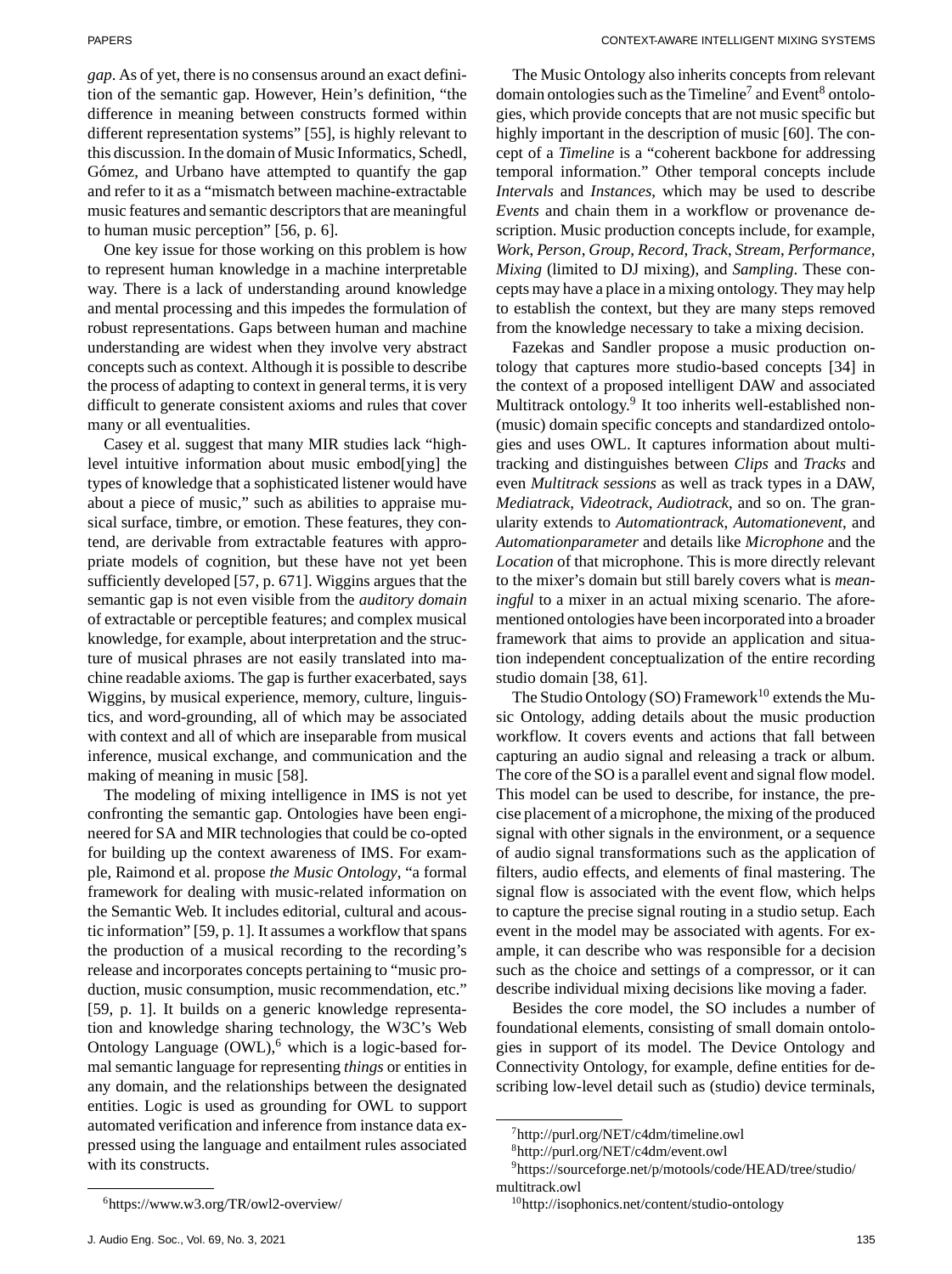*gap*. As of yet, there is no consensus around an exact definition of the semantic gap. However, Hein's definition, "the difference in meaning between constructs formed within different representation systems" [55], is highly relevant to this discussion. In the domain of Music Informatics, Schedl, Gómez, and Urbano have attempted to quantify the gap and refer to it as a "mismatch between machine-extractable music features and semantic descriptors that are meaningful to human music perception" [56, p. 6].

One key issue for those working on this problem is how to represent human knowledge in a machine interpretable way. There is a lack of understanding around knowledge and mental processing and this impedes the formulation of robust representations. Gaps between human and machine understanding are widest when they involve very abstract concepts such as context. Although it is possible to describe the process of adapting to context in general terms, it is very difficult to generate consistent axioms and rules that cover many or all eventualities.

Casey et al. suggest that many MIR studies lack "high-level intuitive information about music embod[ying] the types of knowledge that a sophisticated listener would have about a piece of music," such as abilities to appraise musical surface, timbre, or emotion. These features, they contend, are derivable from extractable features with appropriate models of cognition, but these have not yet been sufficiently developed [57, p. 671]. Wiggins argues that the semantic gap is not even visible from the *auditory domain* of extractable or perceptible features; and complex musical knowledge, for example, about interpretation and the structure of musical phrases are not easily translated into machine readable axioms. The gap is further exacerbated, says Wiggins, by musical experience, memory, culture, linguistics, and word-grounding, all of which may be associated with context and all of which are inseparable from musical inference, musical exchange, and communication and the making of meaning in music [58].

The modeling of mixing intelligence in IMS is not yet confronting the semantic gap. Ontologies have been engineered for SA and MIR technologies that could be co-opted for building up the context awareness of IMS. For example, Raimond et al. propose *the Music Ontology*, "a formal framework for dealing with music-related information on the Semantic Web. It includes editorial, cultural and acoustic information" [59, p. 1]. It assumes a workflow that spans the production of a musical recording to the recording's release and incorporates concepts pertaining to "music production, music consumption, music recommendation, etc." [59, p. 1]. It builds on a generic knowledge representation and knowledge sharing technology, the W3C's Web Ontology Language (OWL),[6] which is a logic-based formal semantic language for representing *things* or entities in any domain, and the relationships between the designated entities. Logic is used as grounding for OWL to support automated verification and inference from instance data expressed using the language and entailment rules associated with its constructs.

The Music Ontology also inherits concepts from relevant domain ontologies such as the Timeline[7] and Event[8] ontologies, which provide concepts that are not music specific but highly important in the description of music [60]. The concept of a *Timeline* is a "coherent backbone for addressing temporal information." Other temporal concepts include *Intervals* and *Instances*, which may be used to describe *Events* and chain them in a workflow or provenance description. Music production concepts include, for example, *Work*, *Person*, *Group*, *Record*, *Track*, *Stream*, *Performance*, *Mixing* (limited to DJ mixing), and *Sampling*. These concepts may have a place in a mixing ontology. They may help to establish the context, but they are many steps removed from the knowledge necessary to take a mixing decision.

Fazekas and Sandler propose a music production ontology that captures more studio-based concepts [34] in the context of a proposed intelligent DAW and associated Multitrack ontology.[9] It too inherits well-established non-(music) domain specific concepts and standardized ontologies and uses OWL. It captures information about multitracking and distinguishes between *Clips* and *Tracks* and even *Multitrack sessions* as well as track types in a DAW, *Mediatrack*, *Videotrack*, *Audiotrack*, and so on. The granularity extends to *Automationtrack*, *Automationevent*, and *Automationparameter* and details like *Microphone* and the *Location* of that microphone. This is more directly relevant to the mixer's domain but still barely covers what is *meaningful* to a mixer in an actual mixing scenario. The aforementioned ontologies have been incorporated into a broader framework that aims to provide an application and situation independent conceptualization of the entire recording studio domain [38, 61].

The Studio Ontology (SO) Framework[10] extends the Music Ontology, adding details about the music production workflow. It covers events and actions that fall between capturing an audio signal and releasing a track or album. The core of the SO is a parallel event and signal flow model. This model can be used to describe, for instance, the precise placement of a microphone, the mixing of the produced signal with other signals in the environment, or a sequence of audio signal transformations such as the application of filters, audio effects, and elements of final mastering. The signal flow is associated with the event flow, which helps to capture the precise signal routing in a studio setup. Each event in the model may be associated with agents. For example, it can describe who was responsible for a decision such as the choice and settings of a compressor, or it can describe individual mixing decisions like moving a fader.

Besides the core model, the SO includes a number of foundational elements, consisting of small domain ontologies in support of its model. The Device Ontology and Connectivity Ontology, for example, define entities for describing low-level detail such as (studio) device terminals,

[6] https://www.w3.org/TR/owl2-overview/

[7] http://purl.org/NET/c4dm/timeline.owl

[8] http://purl.org/NET/c4dm/event.owl

[9] https://sourceforge.net/p/motools/code/HEAD/tree/studio/multitrack.owl

[10] http://isophonics.net/content/studio-ontology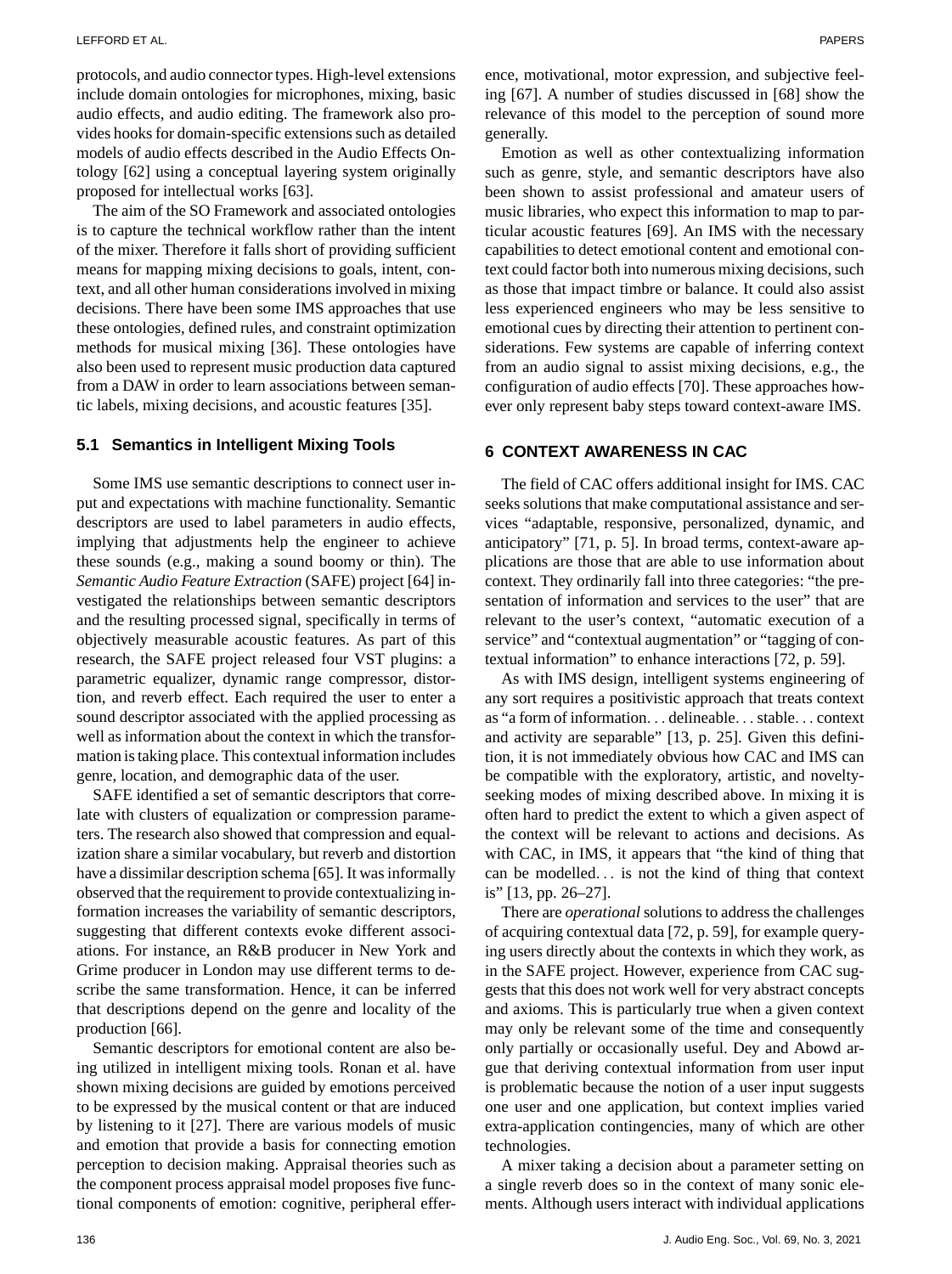protocols, and audio connector types. High-level extensions include domain ontologies for microphones, mixing, basic audio effects, and audio editing. The framework also provides hooks for domain-specific extensions such as detailed models of audio effects described in the Audio Effects Ontology [62] using a conceptual layering system originally proposed for intellectual works [63].

The aim of the SO Framework and associated ontologies is to capture the technical workflow rather than the intent of the mixer. Therefore it falls short of providing sufficient means for mapping mixing decisions to goals, intent, context, and all other human considerations involved in mixing decisions. There have been some IMS approaches that use these ontologies, defined rules, and constraint optimization methods for musical mixing [36]. These ontologies have also been used to represent music production data captured from a DAW in order to learn associations between semantic labels, mixing decisions, and acoustic features [35].

### 5.1 Semantics in Intelligent Mixing Tools

Some IMS use semantic descriptions to connect user input and expectations with machine functionality. Semantic descriptors are used to label parameters in audio effects, implying that adjustments help the engineer to achieve these sounds (e.g., making a sound boomy or thin). The *Semantic Audio Feature Extraction* (SAFE) project [64] investigated the relationships between semantic descriptors and the resulting processed signal, specifically in terms of objectively measurable acoustic features. As part of this research, the SAFE project released four VST plugins: a parametric equalizer, dynamic range compressor, distortion, and reverb effect. Each required the user to enter a sound descriptor associated with the applied processing as well as information about the context in which the transformation is taking place. This contextual information includes genre, location, and demographic data of the user.

SAFE identified a set of semantic descriptors that correlate with clusters of equalization or compression parameters. The research also showed that compression and equalization share a similar vocabulary, but reverb and distortion have a dissimilar description schema [65]. It was informally observed that the requirement to provide contextualizing information increases the variability of semantic descriptors, suggesting that different contexts evoke different associations. For instance, an R&B producer in New York and Grime producer in London may use different terms to describe the same transformation. Hence, it can be inferred that descriptions depend on the genre and locality of the production [66].

Semantic descriptors for emotional content are also being utilized in intelligent mixing tools. Ronan et al. have shown mixing decisions are guided by emotions perceived to be expressed by the musical content or that are induced by listening to it [27]. There are various models of music and emotion that provide a basis for connecting emotion perception to decision making. Appraisal theories such as the component process appraisal model proposes five functional components of emotion: cognitive, peripheral efference, motivational, motor expression, and subjective feeling [67]. A number of studies discussed in [68] show the relevance of this model to the perception of sound more generally.

Emotion as well as other contextualizing information such as genre, style, and semantic descriptors have also been shown to assist professional and amateur users of music libraries, who expect this information to map to particular acoustic features [69]. An IMS with the necessary capabilities to detect emotional content and emotional context could factor both into numerous mixing decisions, such as those that impact timbre or balance. It could also assist less experienced engineers who may be less sensitive to emotional cues by directing their attention to pertinent considerations. Few systems are capable of inferring context from an audio signal to assist mixing decisions, e.g., the configuration of audio effects [70]. These approaches however only represent baby steps toward context-aware IMS.

## 6 CONTEXT AWARENESS IN CAC

The field of CAC offers additional insight for IMS. CAC seeks solutions that make computational assistance and services "adaptable, responsive, personalized, dynamic, and anticipatory" [71, p. 5]. In broad terms, context-aware applications are those that are able to use information about context. They ordinarily fall into three categories: "the presentation of information and services to the user" that are relevant to the user's context, "automatic execution of a service" and "contextual augmentation" or "tagging of contextual information" to enhance interactions [72, p. 59].

As with IMS design, intelligent systems engineering of any sort requires a positivistic approach that treats context as "a form of information. . . delineable. . . stable. . . context and activity are separable" [13, p. 25]. Given this definition, it is not immediately obvious how CAC and IMS can be compatible with the exploratory, artistic, and novelty-seeking modes of mixing described above. In mixing it is often hard to predict the extent to which a given aspect of the context will be relevant to actions and decisions. As with CAC, in IMS, it appears that "the kind of thing that can be modelled. . . is not the kind of thing that context is" [13, pp. 26–27].

There are *operational* solutions to address the challenges of acquiring contextual data [72, p. 59], for example querying users directly about the contexts in which they work, as in the SAFE project. However, experience from CAC suggests that this does not work well for very abstract concepts and axioms. This is particularly true when a given context may only be relevant some of the time and consequently only partially or occasionally useful. Dey and Abowd argue that deriving contextual information from user input is problematic because the notion of a user input suggests one user and one application, but context implies varied extra-application contingencies, many of which are other technologies.

A mixer taking a decision about a parameter setting on a single reverb does so in the context of many sonic elements. Although users interact with individual applications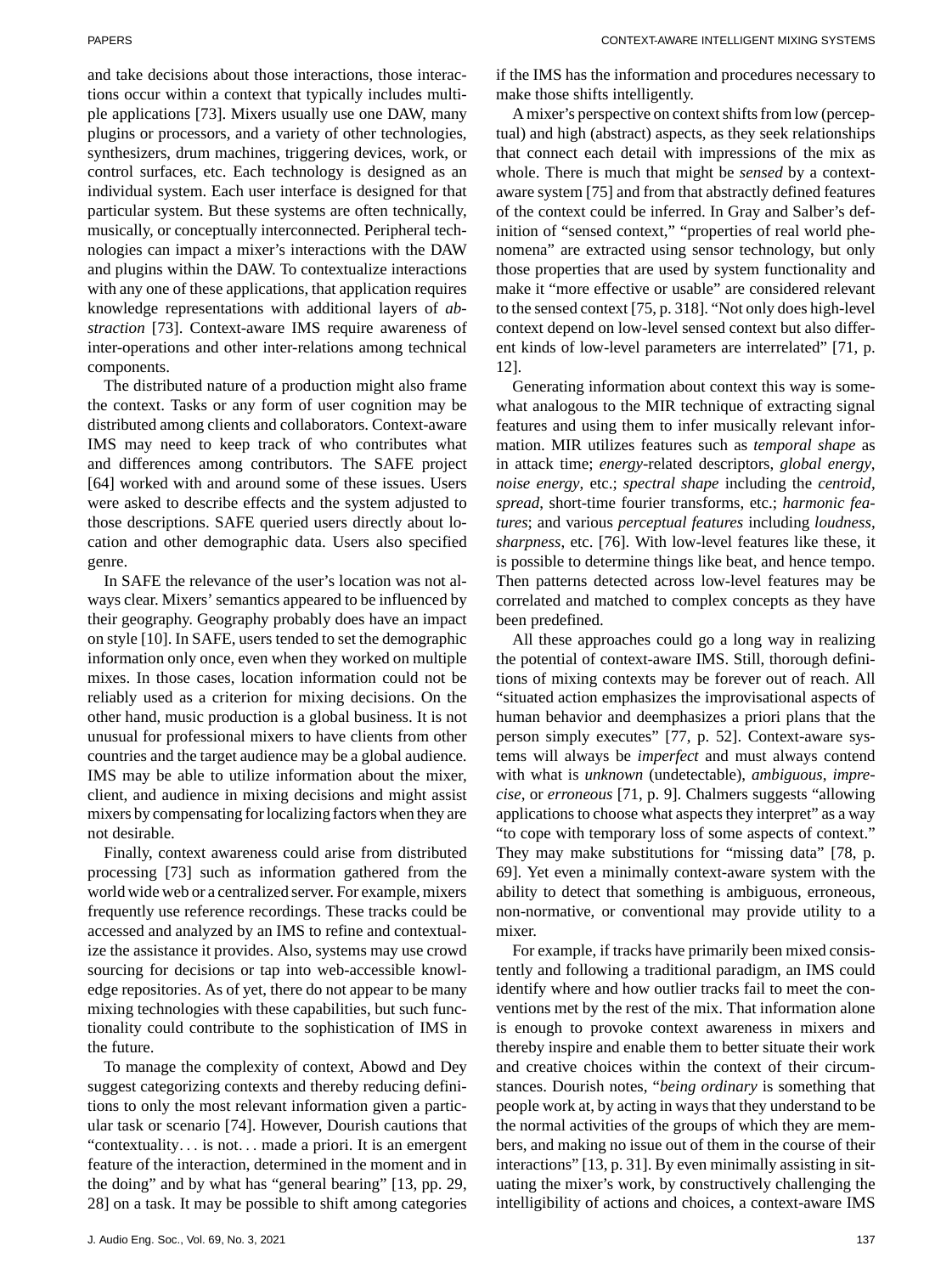and take decisions about those interactions, those interactions occur within a context that typically includes multiple applications [73]. Mixers usually use one DAW, many plugins or processors, and a variety of other technologies, synthesizers, drum machines, triggering devices, work, or control surfaces, etc. Each technology is designed as an individual system. Each user interface is designed for that particular system. But these systems are often technically, musically, or conceptually interconnected. Peripheral technologies can impact a mixer's interactions with the DAW and plugins within the DAW. To contextualize interactions with any one of these applications, that application requires knowledge representations with additional layers of *abstraction* [73]. Context-aware IMS require awareness of inter-operations and other inter-relations among technical components.

The distributed nature of a production might also frame the context. Tasks or any form of user cognition may be distributed among clients and collaborators. Context-aware IMS may need to keep track of who contributes what and differences among contributors. The SAFE project [64] worked with and around some of these issues. Users were asked to describe effects and the system adjusted to those descriptions. SAFE queried users directly about location and other demographic data. Users also specified genre.

In SAFE the relevance of the user's location was not always clear. Mixers' semantics appeared to be influenced by their geography. Geography probably does have an impact on style [10]. In SAFE, users tended to set the demographic information only once, even when they worked on multiple mixes. In those cases, location information could not be reliably used as a criterion for mixing decisions. On the other hand, music production is a global business. It is not unusual for professional mixers to have clients from other countries and the target audience may be a global audience. IMS may be able to utilize information about the mixer, client, and audience in mixing decisions and might assist mixers by compensating for localizing factors when they are not desirable.

Finally, context awareness could arise from distributed processing [73] such as information gathered from the world wide web or a centralized server. For example, mixers frequently use reference recordings. These tracks could be accessed and analyzed by an IMS to refine and contextualize the assistance it provides. Also, systems may use crowd sourcing for decisions or tap into web-accessible knowledge repositories. As of yet, there do not appear to be many mixing technologies with these capabilities, but such functionality could contribute to the sophistication of IMS in the future.

To manage the complexity of context, Abowd and Dey suggest categorizing contexts and thereby reducing definitions to only the most relevant information given a particular task or scenario [74]. However, Dourish cautions that "contextuality... is not... made a priori. It is an emergent feature of the interaction, determined in the moment and in the doing" and by what has "general bearing" [13, pp. 29, 28] on a task. It may be possible to shift among categories if the IMS has the information and procedures necessary to make those shifts intelligently.

A mixer's perspective on context shifts from low (perceptual) and high (abstract) aspects, as they seek relationships that connect each detail with impressions of the mix as whole. There is much that might be *sensed* by a context-aware system [75] and from that abstractly defined features of the context could be inferred. In Gray and Salber's definition of "sensed context," "properties of real world phenomena" are extracted using sensor technology, but only those properties that are used by system functionality and make it "more effective or usable" are considered relevant to the sensed context [75, p. 318]. "Not only does high-level context depend on low-level sensed context but also different kinds of low-level parameters are interrelated" [71, p. 12].

Generating information about context this way is somewhat analogous to the MIR technique of extracting signal features and using them to infer musically relevant information. MIR utilizes features such as *temporal shape* as in attack time; *energy*-related descriptors, *global energy*, *noise energy*, etc.; *spectral shape* including the *centroid*, *spread*, short-time fourier transforms, etc.; *harmonic features*; and various *perceptual features* including *loudness*, *sharpness*, etc. [76]. With low-level features like these, it is possible to determine things like beat, and hence tempo. Then patterns detected across low-level features may be correlated and matched to complex concepts as they have been predefined.

All these approaches could go a long way in realizing the potential of context-aware IMS. Still, thorough definitions of mixing contexts may be forever out of reach. All "situated action emphasizes the improvisational aspects of human behavior and deemphasizes a priori plans that the person simply executes" [77, p. 52]. Context-aware systems will always be *imperfect* and must always contend with what is *unknown* (undetectable), *ambiguous*, *imprecise*, or *erroneous* [71, p. 9]. Chalmers suggests "allowing applications to choose what aspects they interpret" as a way "to cope with temporary loss of some aspects of context." They may make substitutions for "missing data" [78, p. 69]. Yet even a minimally context-aware system with the ability to detect that something is ambiguous, erroneous, non-normative, or conventional may provide utility to a mixer.

For example, if tracks have primarily been mixed consistently and following a traditional paradigm, an IMS could identify where and how outlier tracks fail to meet the conventions met by the rest of the mix. That information alone is enough to provoke context awareness in mixers and thereby inspire and enable them to better situate their work and creative choices within the context of their circumstances. Dourish notes, "*being ordinary* is something that people work at, by acting in ways that they understand to be the normal activities of the groups of which they are members, and making no issue out of them in the course of their interactions" [13, p. 31]. By even minimally assisting in situating the mixer's work, by constructively challenging the intelligibility of actions and choices, a context-aware IMS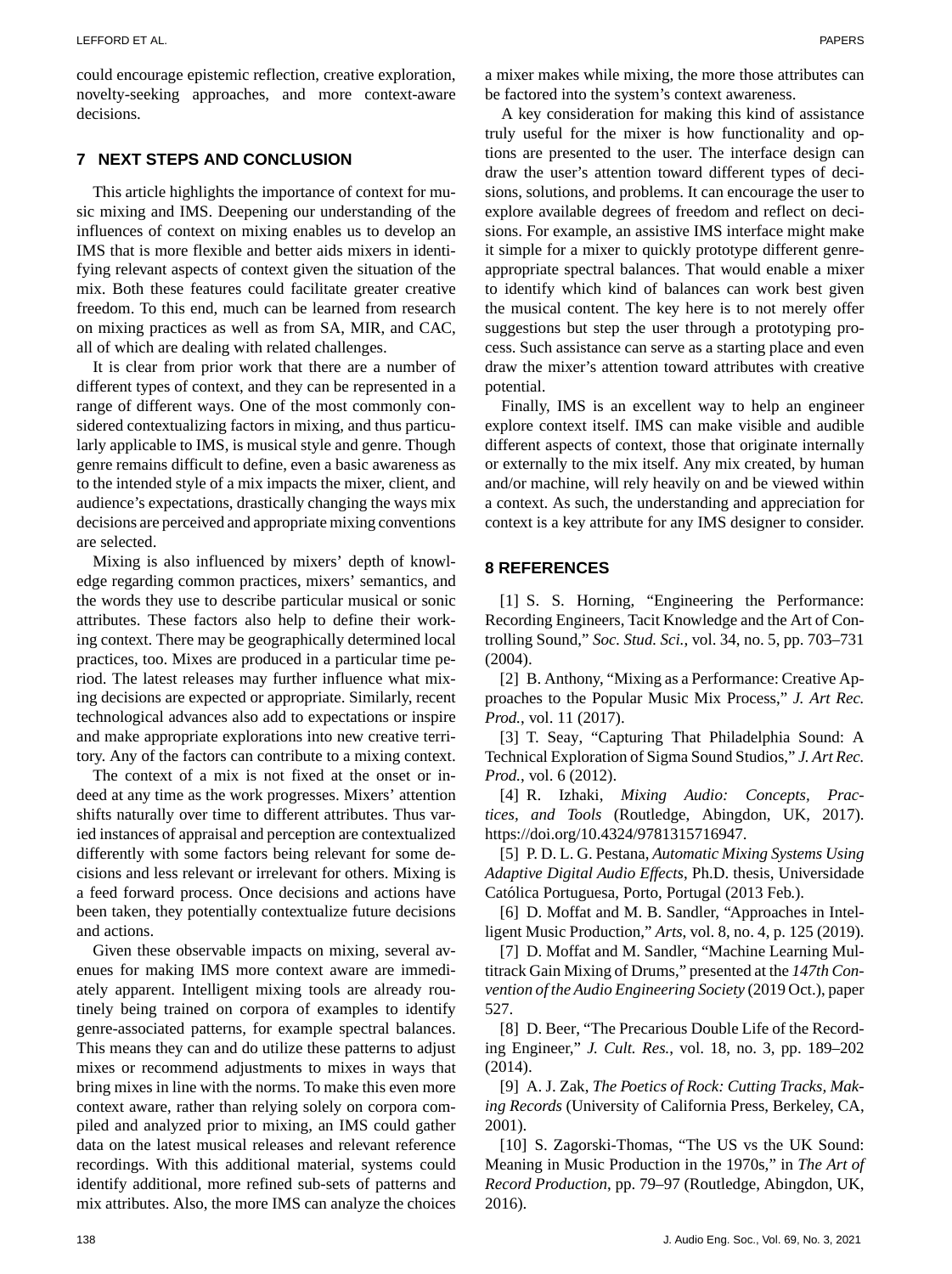could encourage epistemic reflection, creative exploration, novelty-seeking approaches, and more context-aware decisions.

## 7 NEXT STEPS AND CONCLUSION

This article highlights the importance of context for music mixing and IMS. Deepening our understanding of the influences of context on mixing enables us to develop an IMS that is more flexible and better aids mixers in identifying relevant aspects of context given the situation of the mix. Both these features could facilitate greater creative freedom. To this end, much can be learned from research on mixing practices as well as from SA, MIR, and CAC, all of which are dealing with related challenges.

It is clear from prior work that there are a number of different types of context, and they can be represented in a range of different ways. One of the most commonly considered contextualizing factors in mixing, and thus particularly applicable to IMS, is musical style and genre. Though genre remains difficult to define, even a basic awareness as to the intended style of a mix impacts the mixer, client, and audience's expectations, drastically changing the ways mix decisions are perceived and appropriate mixing conventions are selected.

Mixing is also influenced by mixers' depth of knowledge regarding common practices, mixers' semantics, and the words they use to describe particular musical or sonic attributes. These factors also help to define their working context. There may be geographically determined local practices, too. Mixes are produced in a particular time period. The latest releases may further influence what mixing decisions are expected or appropriate. Similarly, recent technological advances also add to expectations or inspire and make appropriate explorations into new creative territory. Any of the factors can contribute to a mixing context.

The context of a mix is not fixed at the onset or indeed at any time as the work progresses. Mixers' attention shifts naturally over time to different attributes. Thus varied instances of appraisal and perception are contextualized differently with some factors being relevant for some decisions and less relevant or irrelevant for others. Mixing is a feed forward process. Once decisions and actions have been taken, they potentially contextualize future decisions and actions.

Given these observable impacts on mixing, several avenues for making IMS more context aware are immediately apparent. Intelligent mixing tools are already routinely being trained on corpora of examples to identify genre-associated patterns, for example spectral balances. This means they can and do utilize these patterns to adjust mixes or recommend adjustments to mixes in ways that bring mixes in line with the norms. To make this even more context aware, rather than relying solely on corpora compiled and analyzed prior to mixing, an IMS could gather data on the latest musical releases and relevant reference recordings. With this additional material, systems could identify additional, more refined sub-sets of patterns and mix attributes. Also, the more IMS can analyze the choices a mixer makes while mixing, the more those attributes can be factored into the system's context awareness.

A key consideration for making this kind of assistance truly useful for the mixer is how functionality and options are presented to the user. The interface design can draw the user's attention toward different types of decisions, solutions, and problems. It can encourage the user to explore available degrees of freedom and reflect on decisions. For example, an assistive IMS interface might make it simple for a mixer to quickly prototype different genre-appropriate spectral balances. That would enable a mixer to identify which kind of balances can work best given the musical content. The key here is to not merely offer suggestions but step the user through a prototyping process. Such assistance can serve as a starting place and even draw the mixer's attention toward attributes with creative potential.

Finally, IMS is an excellent way to help an engineer explore context itself. IMS can make visible and audible different aspects of context, those that originate internally or externally to the mix itself. Any mix created, by human and/or machine, will rely heavily on and be viewed within a context. As such, the understanding and appreciation for context is a key attribute for any IMS designer to consider.

## 8 REFERENCES

[1] S. S. Horning, "Engineering the Performance: Recording Engineers, Tacit Knowledge and the Art of Controlling Sound," *Soc. Stud. Sci.*, vol. 34, no. 5, pp. 703–731 (2004).

[2] B. Anthony, "Mixing as a Performance: Creative Approaches to the Popular Music Mix Process," *J. Art Rec. Prod.*, vol. 11 (2017).

[3] T. Seay, "Capturing That Philadelphia Sound: A Technical Exploration of Sigma Sound Studios," *J. Art Rec. Prod.*, vol. 6 (2012).

[4] R. Izhaki, *Mixing Audio: Concepts, Practices, and Tools* (Routledge, Abingdon, UK, 2017). https://doi.org/10.4324/9781315716947.

[5] P. D. L. G. Pestana, *Automatic Mixing Systems Using Adaptive Digital Audio Effects*, Ph.D. thesis, Universidade Católica Portuguesa, Porto, Portugal (2013 Feb.).

[6] D. Moffat and M. B. Sandler, "Approaches in Intelligent Music Production," *Arts*, vol. 8, no. 4, p. 125 (2019).

[7] D. Moffat and M. Sandler, "Machine Learning Multitrack Gain Mixing of Drums," presented at the *147th Convention of the Audio Engineering Society* (2019 Oct.), paper 527.

[8] D. Beer, "The Precarious Double Life of the Recording Engineer," *J. Cult. Res.*, vol. 18, no. 3, pp. 189–202 (2014).

[9] A. J. Zak, *The Poetics of Rock: Cutting Tracks, Making Records* (University of California Press, Berkeley, CA, 2001).

[10] S. Zagorski-Thomas, "The US vs the UK Sound: Meaning in Music Production in the 1970s," in *The Art of Record Production*, pp. 79–97 (Routledge, Abingdon, UK, 2016).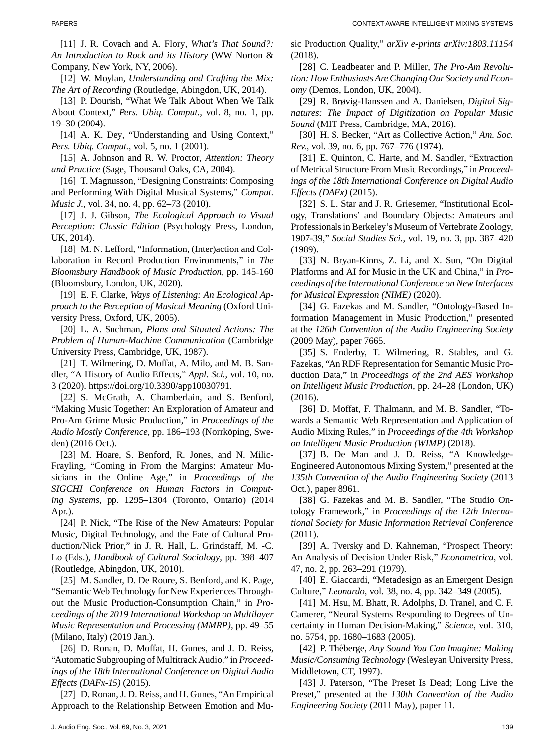[11] J. R. Covach and A. Flory, *What's That Sound?: An Introduction to Rock and its History* (WW Norton & Company, New York, NY, 2006).

[12] W. Moylan, *Understanding and Crafting the Mix: The Art of Recording* (Routledge, Abingdon, UK, 2014).

[13] P. Dourish, "What We Talk About When We Talk About Context," *Pers. Ubiq. Comput.*, vol. 8, no. 1, pp. 19–30 (2004).

[14] A. K. Dey, "Understanding and Using Context," *Pers. Ubiq. Comput.*, vol. 5, no. 1 (2001).

[15] A. Johnson and R. W. Proctor, *Attention: Theory and Practice* (Sage, Thousand Oaks, CA, 2004).

[16] T. Magnusson, "Designing Constraints: Composing and Performing With Digital Musical Systems," *Comput. Music J.*, vol. 34, no. 4, pp. 62–73 (2010).

[17] J. J. Gibson, *The Ecological Approach to Visual Perception: Classic Edition* (Psychology Press, London, UK, 2014).

[18] M. N. Lefford, "Information, (Inter)action and Collaboration in Record Production Environments," in *The Bloomsbury Handbook of Music Production*, pp. 145–160 (Bloomsbury, London, UK, 2020).

[19] E. F. Clarke, *Ways of Listening: An Ecological Approach to the Perception of Musical Meaning* (Oxford University Press, Oxford, UK, 2005).

[20] L. A. Suchman, *Plans and Situated Actions: The Problem of Human-Machine Communication* (Cambridge University Press, Cambridge, UK, 1987).

[21] T. Wilmering, D. Moffat, A. Milo, and M. B. Sandler, "A History of Audio Effects," *Appl. Sci.*, vol. 10, no. 3 (2020). https://doi.org/10.3390/app10030791.

[22] S. McGrath, A. Chamberlain, and S. Benford, "Making Music Together: An Exploration of Amateur and Pro-Am Grime Music Production," in *Proceedings of the Audio Mostly Conference*, pp. 186–193 (Norrköping, Sweden) (2016 Oct.).

[23] M. Hoare, S. Benford, R. Jones, and N. Milic-Frayling, "Coming in From the Margins: Amateur Musicians in the Online Age," in *Proceedings of the SIGCHI Conference on Human Factors in Computing Systems*, pp. 1295–1304 (Toronto, Ontario) (2014 Apr.).

[24] P. Nick, "The Rise of the New Amateurs: Popular Music, Digital Technology, and the Fate of Cultural Production/Nick Prior," in J. R. Hall, L. Grindstaff, M. -C. Lo (Eds.), *Handbook of Cultural Sociology*, pp. 398–407 (Routledge, Abingdon, UK, 2010).

[25] M. Sandler, D. De Roure, S. Benford, and K. Page, "Semantic Web Technology for New Experiences Throughout the Music Production-Consumption Chain," in *Proceedings of the 2019 International Workshop on Multilayer Music Representation and Processing (MMRP)*, pp. 49–55 (Milano, Italy) (2019 Jan.).

[26] D. Ronan, D. Moffat, H. Gunes, and J. D. Reiss, "Automatic Subgrouping of Multitrack Audio," in *Proceedings of the 18th International Conference on Digital Audio Effects (DAFx-15)* (2015).

[27] D. Ronan, J. D. Reiss, and H. Gunes, "An Empirical Approach to the Relationship Between Emotion and Music Production Quality," *arXiv e-prints arXiv:1803.11154* (2018).

[28] C. Leadbeater and P. Miller, *The Pro-Am Revolution: How Enthusiasts Are Changing Our Society and Economy* (Demos, London, UK, 2004).

[29] R. Brøvig-Hanssen and A. Danielsen, *Digital Signatures: The Impact of Digitization on Popular Music Sound* (MIT Press, Cambridge, MA, 2016).

[30] H. S. Becker, "Art as Collective Action," *Am. Soc. Rev.*, vol. 39, no. 6, pp. 767–776 (1974).

[31] E. Quinton, C. Harte, and M. Sandler, "Extraction of Metrical Structure From Music Recordings," in *Proceedings of the 18th International Conference on Digital Audio Effects (DAFx)* (2015).

[32] S. L. Star and J. R. Griesemer, "Institutional Ecology, Translations' and Boundary Objects: Amateurs and Professionals in Berkeley's Museum of Vertebrate Zoology, 1907-39," *Social Studies Sci.*, vol. 19, no. 3, pp. 387–420 (1989).

[33] N. Bryan-Kinns, Z. Li, and X. Sun, "On Digital Platforms and AI for Music in the UK and China," in *Proceedings of the International Conference on New Interfaces for Musical Expression (NIME)* (2020).

[34] G. Fazekas and M. Sandler, "Ontology-Based Information Management in Music Production," presented at the *126th Convention of the Audio Engineering Society* (2009 May), paper 7665.

[35] S. Enderby, T. Wilmering, R. Stables, and G. Fazekas, "An RDF Representation for Semantic Music Production Data," in *Proceedings of the 2nd AES Workshop on Intelligent Music Production*, pp. 24–28 (London, UK) (2016).

[36] D. Moffat, F. Thalmann, and M. B. Sandler, "Towards a Semantic Web Representation and Application of Audio Mixing Rules," in *Proceedings of the 4th Workshop on Intelligent Music Production (WIMP)* (2018).

[37] B. De Man and J. D. Reiss, "A Knowledge-Engineered Autonomous Mixing System," presented at the *135th Convention of the Audio Engineering Society* (2013 Oct.), paper 8961.

[38] G. Fazekas and M. B. Sandler, "The Studio Ontology Framework," in *Proceedings of the 12th International Society for Music Information Retrieval Conference* (2011).

[39] A. Tversky and D. Kahneman, "Prospect Theory: An Analysis of Decision Under Risk," *Econometrica*, vol. 47, no. 2, pp. 263–291 (1979).

[40] E. Giaccardi, "Metadesign as an Emergent Design Culture," *Leonardo*, vol. 38, no. 4, pp. 342–349 (2005).

[41] M. Hsu, M. Bhatt, R. Adolphs, D. Tranel, and C. F. Camerer, "Neural Systems Responding to Degrees of Uncertainty in Human Decision-Making," *Science*, vol. 310, no. 5754, pp. 1680–1683 (2005).

[42] P. Théberge, *Any Sound You Can Imagine: Making Music/Consuming Technology* (Wesleyan University Press, Middletown, CT, 1997).

[43] J. Paterson, "The Preset Is Dead; Long Live the Preset," presented at the *130th Convention of the Audio Engineering Society* (2011 May), paper 11.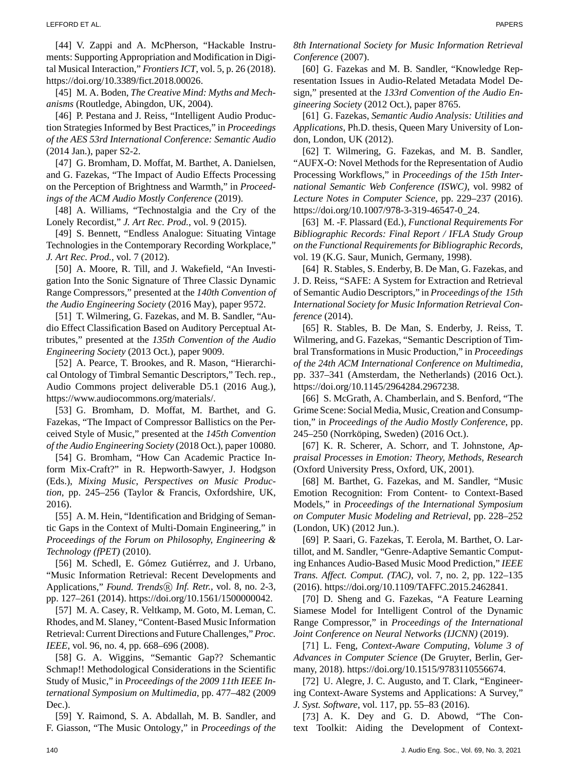[44] V. Zappi and A. McPherson, "Hackable Instruments: Supporting Appropriation and Modification in Digital Musical Interaction," *Frontiers ICT*, vol. 5, p. 26 (2018). https://doi.org/10.3389/fict.2018.00026.

[45] M. A. Boden, *The Creative Mind: Myths and Mechanisms* (Routledge, Abingdon, UK, 2004).

[46] P. Pestana and J. Reiss, "Intelligent Audio Production Strategies Informed by Best Practices," in *Proceedings of the AES 53rd International Conference: Semantic Audio* (2014 Jan.), paper S2-2.

[47] G. Bromham, D. Moffat, M. Barthet, A. Danielsen, and G. Fazekas, "The Impact of Audio Effects Processing on the Perception of Brightness and Warmth," in *Proceedings of the ACM Audio Mostly Conference* (2019).

[48] A. Williams, "Technostalgia and the Cry of the Lonely Recordist," *J. Art Rec. Prod.*, vol. 9 (2015).

[49] S. Bennett, "Endless Analogue: Situating Vintage Technologies in the Contemporary Recording Workplace," *J. Art Rec. Prod.*, vol. 7 (2012).

[50] A. Moore, R. Till, and J. Wakefield, "An Investigation Into the Sonic Signature of Three Classic Dynamic Range Compressors," presented at the *140th Convention of the Audio Engineering Society* (2016 May), paper 9572.

[51] T. Wilmering, G. Fazekas, and M. B. Sandler, "Audio Effect Classification Based on Auditory Perceptual Attributes," presented at the *135th Convention of the Audio Engineering Society* (2013 Oct.), paper 9009.

[52] A. Pearce, T. Brookes, and R. Mason, "Hierarchical Ontology of Timbral Semantic Descriptors," Tech. rep., Audio Commons project deliverable D5.1 (2016 Aug.), https://www.audiocommons.org/materials/.

[53] G. Bromham, D. Moffat, M. Barthet, and G. Fazekas, "The Impact of Compressor Ballistics on the Perceived Style of Music," presented at the *145th Convention of the Audio Engineering Society* (2018 Oct.), paper 10080.

[54] G. Bromham, "How Can Academic Practice Inform Mix-Craft?" in R. Hepworth-Sawyer, J. Hodgson (Eds.), *Mixing Music, Perspectives on Music Production*, pp. 245–256 (Taylor & Francis, Oxfordshire, UK, 2016).

[55] A. M. Hein, "Identification and Bridging of Semantic Gaps in the Context of Multi-Domain Engineering," in *Proceedings of the Forum on Philosophy, Engineering & Technology (fPET)* (2010).

[56] M. Schedl, E. Gómez Gutiérrez, and J. Urbano, "Music Information Retrieval: Recent Developments and Applications," *Found. Trends® Inf. Retr.*, vol. 8, no. 2-3, pp. 127–261 (2014). https://doi.org/10.1561/1500000042.

[57] M. A. Casey, R. Veltkamp, M. Goto, M. Leman, C. Rhodes, and M. Slaney, "Content-Based Music Information Retrieval: Current Directions and Future Challenges," *Proc. IEEE*, vol. 96, no. 4, pp. 668–696 (2008).

[58] G. A. Wiggins, "Semantic Gap?? Schemantic Schmap!! Methodological Considerations in the Scientific Study of Music," in *Proceedings of the 2009 11th IEEE International Symposium on Multimedia*, pp. 477–482 (2009 Dec.).

[59] Y. Raimond, S. A. Abdallah, M. B. Sandler, and F. Giasson, "The Music Ontology," in *Proceedings of the 8th International Society for Music Information Retrieval Conference* (2007).

[60] G. Fazekas and M. B. Sandler, "Knowledge Representation Issues in Audio-Related Metadata Model Design," presented at the *133rd Convention of the Audio Engineering Society* (2012 Oct.), paper 8765.

[61] G. Fazekas, *Semantic Audio Analysis: Utilities and Applications*, Ph.D. thesis, Queen Mary University of London, London, UK (2012).

[62] T. Wilmering, G. Fazekas, and M. B. Sandler, "AUFX-O: Novel Methods for the Representation of Audio Processing Workflows," in *Proceedings of the 15th International Semantic Web Conference (ISWC)*, vol. 9982 of *Lecture Notes in Computer Science*, pp. 229–237 (2016). https://doi.org/10.1007/978-3-319-46547-0_24.

[63] M. -F. Plassard (Ed.), *Functional Requirements For Bibliographic Records: Final Report / IFLA Study Group on the Functional Requirements for Bibliographic Records*, vol. 19 (K.G. Saur, Munich, Germany, 1998).

[64] R. Stables, S. Enderby, B. De Man, G. Fazekas, and J. D. Reiss, "SAFE: A System for Extraction and Retrieval of Semantic Audio Descriptors," in *Proceedings of the 15th International Society for Music Information Retrieval Conference* (2014).

[65] R. Stables, B. De Man, S. Enderby, J. Reiss, T. Wilmering, and G. Fazekas, "Semantic Description of Timbral Transformations in Music Production," in *Proceedings of the 24th ACM International Conference on Multimedia*, pp. 337–341 (Amsterdam, the Netherlands) (2016 Oct.). https://doi.org/10.1145/2964284.2967238.

[66] S. McGrath, A. Chamberlain, and S. Benford, "The Grime Scene: Social Media, Music, Creation and Consumption," in *Proceedings of the Audio Mostly Conference*, pp. 245–250 (Norrköping, Sweden) (2016 Oct.).

[67] K. R. Scherer, A. Schorr, and T. Johnstone, *Appraisal Processes in Emotion: Theory, Methods, Research* (Oxford University Press, Oxford, UK, 2001).

[68] M. Barthet, G. Fazekas, and M. Sandler, "Music Emotion Recognition: From Content- to Context-Based Models," in *Proceedings of the International Symposium on Computer Music Modeling and Retrieval*, pp. 228–252 (London, UK) (2012 Jun.).

[69] P. Saari, G. Fazekas, T. Eerola, M. Barthet, O. Lartillot, and M. Sandler, "Genre-Adaptive Semantic Computing Enhances Audio-Based Music Mood Prediction," *IEEE Trans. Affect. Comput. (TAC)*, vol. 7, no. 2, pp. 122–135 (2016). https://doi.org/10.1109/TAFFC.2015.2462841.

[70] D. Sheng and G. Fazekas, "A Feature Learning Siamese Model for Intelligent Control of the Dynamic Range Compressor," in *Proceedings of the International Joint Conference on Neural Networks (IJCNN)* (2019).

[71] L. Feng, *Context-Aware Computing, Volume 3 of Advances in Computer Science* (De Gruyter, Berlin, Germany, 2018). https://doi.org/10.1515/9783110556674.

[72] U. Alegre, J. C. Augusto, and T. Clark, "Engineering Context-Aware Systems and Applications: A Survey," *J. Syst. Software*, vol. 117, pp. 55–83 (2016).

[73] A. K. Dey and G. D. Abowd, "The Context Toolkit: Aiding the Development of Context-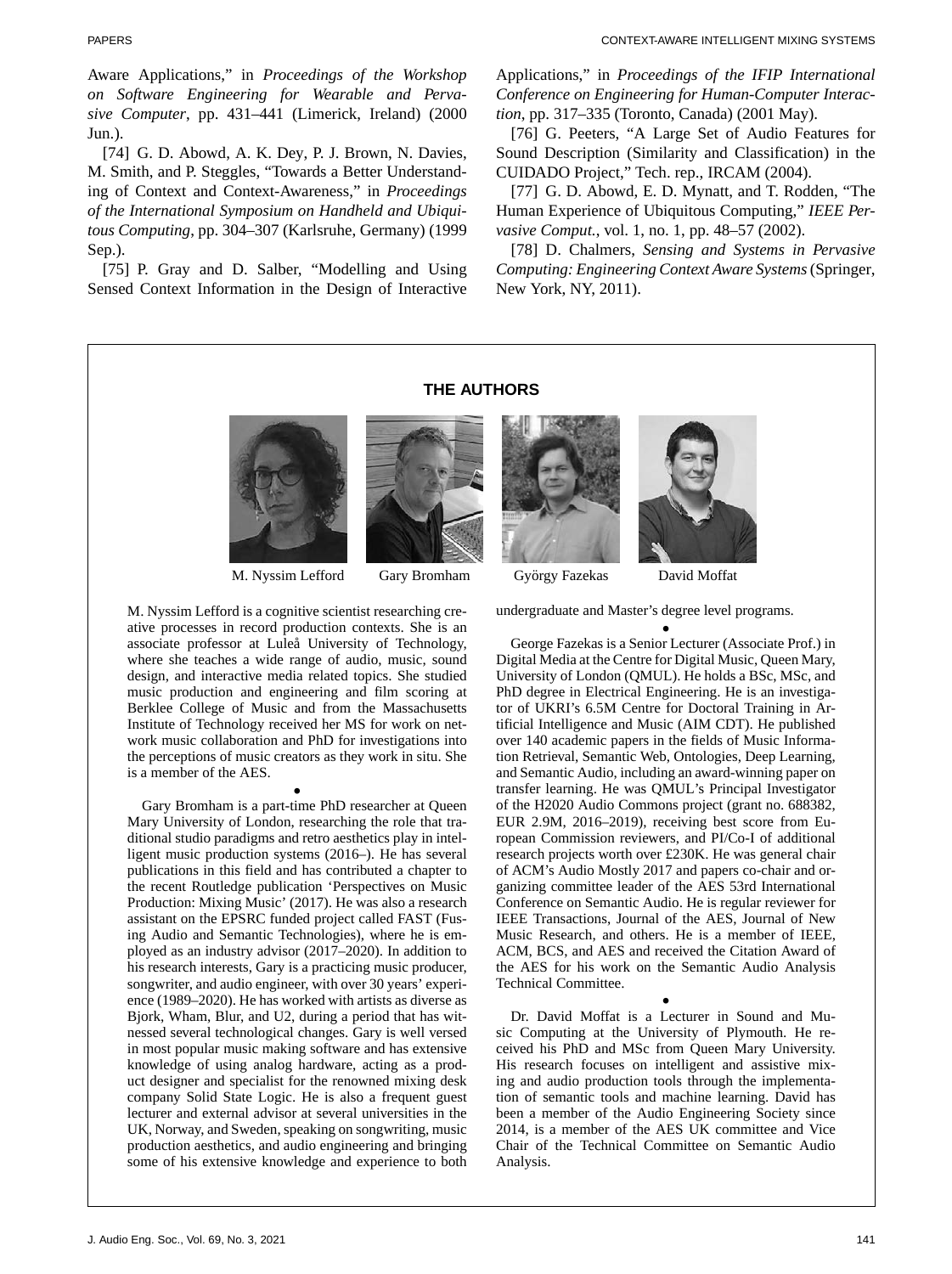Aware Applications," in *Proceedings of the Workshop on Software Engineering for Wearable and Pervasive Computer*, pp. 431–441 (Limerick, Ireland) (2000 Jun.).

[74] G. D. Abowd, A. K. Dey, P. J. Brown, N. Davies, M. Smith, and P. Steggles, "Towards a Better Understanding of Context and Context-Awareness," in *Proceedings of the International Symposium on Handheld and Ubiquitous Computing*, pp. 304–307 (Karlsruhe, Germany) (1999 Sep.).

[75] P. Gray and D. Salber, "Modelling and Using Sensed Context Information in the Design of Interactive Applications," in *Proceedings of the IFIP International Conference on Engineering for Human-Computer Interaction*, pp. 317–335 (Toronto, Canada) (2001 May).

[76] G. Peeters, "A Large Set of Audio Features for Sound Description (Similarity and Classification) in the CUIDADO Project," Tech. rep., IRCAM (2004).

[77] G. D. Abowd, E. D. Mynatt, and T. Rodden, "The Human Experience of Ubiquitous Computing," *IEEE Pervasive Comput.*, vol. 1, no. 1, pp. 48–57 (2002).

[78] D. Chalmers, *Sensing and Systems in Pervasive Computing: Engineering Context Aware Systems* (Springer, New York, NY, 2011).

## THE AUTHORS

M. Nyssim Lefford — Gary Bromham — György Fazekas — David Moffat

M. Nyssim Lefford is a cognitive scientist researching creative processes in record production contexts. She is an associate professor at Luleå University of Technology, where she teaches a wide range of audio, music, sound design, and interactive media related topics. She studied music production and engineering and film scoring at Berklee College of Music and from the Massachusetts Institute of Technology received her MS for work on network music collaboration and PhD for investigations into the perceptions of music creators as they work in situ. She is a member of the AES.

•

Gary Bromham is a part-time PhD researcher at Queen Mary University of London, researching the role that traditional studio paradigms and retro aesthetics play in intelligent music production systems (2016–). He has several publications in this field and has contributed a chapter to the recent Routledge publication 'Perspectives on Music Production: Mixing Music' (2017). He was also a research assistant on the EPSRC funded project called FAST (Fusing Audio and Semantic Technologies), where he is employed as an industry advisor (2017–2020). In addition to his research interests, Gary is a practicing music producer, songwriter, and audio engineer, with over 30 years' experience (1989–2020). He has worked with artists as diverse as Bjork, Wham, Blur, and U2, during a period that has witnessed several technological changes. Gary is well versed in most popular music making software and has extensive knowledge of using analog hardware, acting as a product designer and specialist for the renowned mixing desk company Solid State Logic. He is also a frequent guest lecturer and external advisor at several universities in the UK, Norway, and Sweden, speaking on songwriting, music production aesthetics, and audio engineering and bringing some of his extensive knowledge and experience to both undergraduate and Master's degree level programs.

•

George Fazekas is a Senior Lecturer (Associate Prof.) in Digital Media at the Centre for Digital Music, Queen Mary, University of London (QMUL). He holds a BSc, MSc, and PhD degree in Electrical Engineering. He is an investigator of UKRI's 6.5M Centre for Doctoral Training in Artificial Intelligence and Music (AIM CDT). He published over 140 academic papers in the fields of Music Information Retrieval, Semantic Web, Ontologies, Deep Learning, and Semantic Audio, including an award-winning paper on transfer learning. He was QMUL's Principal Investigator of the H2020 Audio Commons project (grant no. 688382, EUR 2.9M, 2016–2019), receiving best score from European Commission reviewers, and PI/Co-I of additional research projects worth over £230K. He was general chair of ACM's Audio Mostly 2017 and papers co-chair and organizing committee leader of the AES 53rd International Conference on Semantic Audio. He is regular reviewer for IEEE Transactions, Journal of the AES, Journal of New Music Research, and others. He is a member of IEEE, ACM, BCS, and AES and received the Citation Award of the AES for his work on the Semantic Audio Analysis Technical Committee.

•

Dr. David Moffat is a Lecturer in Sound and Music Computing at the University of Plymouth. He received his PhD and MSc from Queen Mary University. His research focuses on intelligent and assistive mixing and audio production tools through the implementation of semantic tools and machine learning. David has been a member of the Audio Engineering Society since 2014, is a member of the AES UK committee and Vice Chair of the Technical Committee on Semantic Audio Analysis.